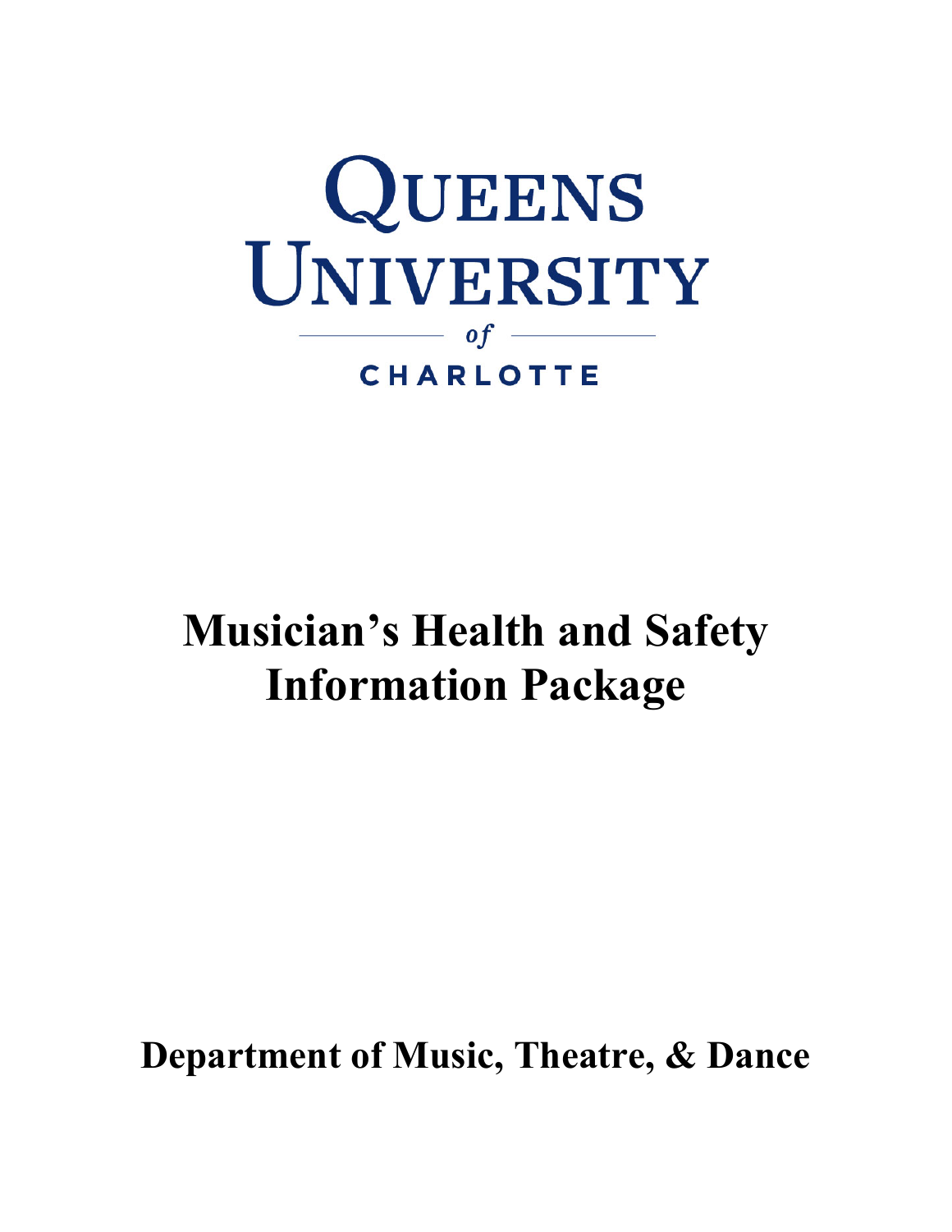QUEENS UNIVERSITY

*of*

CHARLOTTE

# Musician's Health and Safety Information Package

## Department of Music, Theatre, & Dance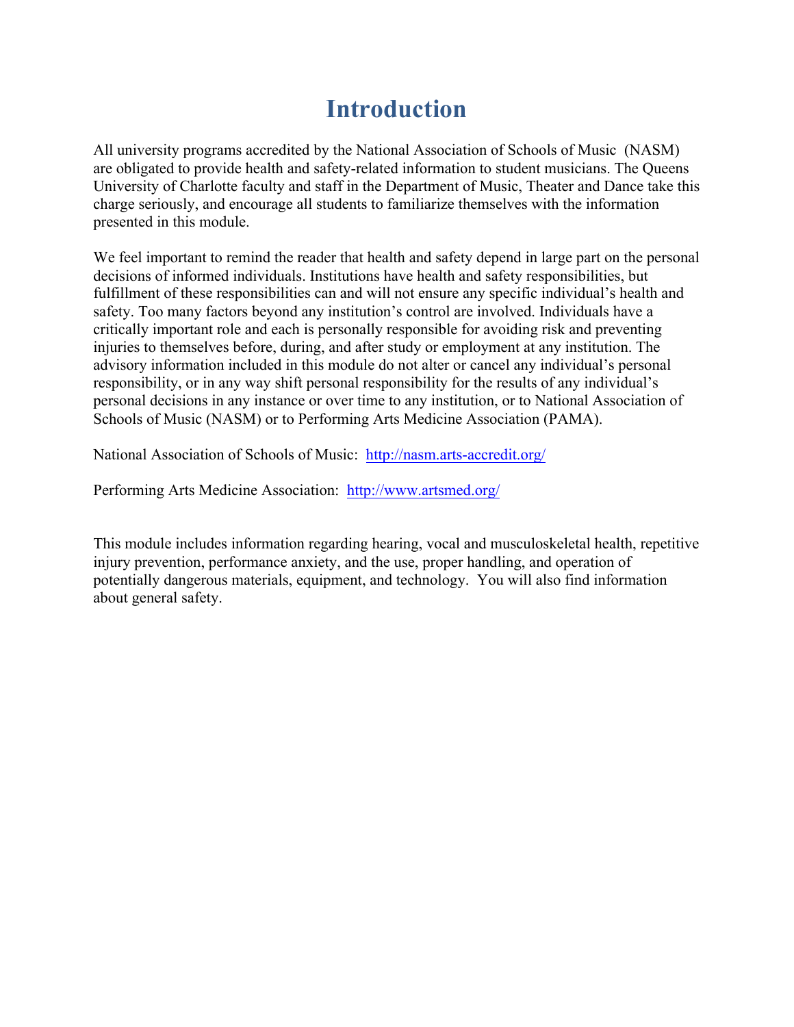# Introduction

All university programs accredited by the National Association of Schools of Music (NASM) are obligated to provide health and safety-related information to student musicians. The Queens University of Charlotte faculty and staff in the Department of Music, Theater and Dance take this charge seriously, and encourage all students to familiarize themselves with the information presented in this module.

We feel important to remind the reader that health and safety depend in large part on the personal decisions of informed individuals. Institutions have health and safety responsibilities, but fulfillment of these responsibilities can and will not ensure any specific individual's health and safety. Too many factors beyond any institution's control are involved. Individuals have a critically important role and each is personally responsible for avoiding risk and preventing injuries to themselves before, during, and after study or employment at any institution. The advisory information included in this module do not alter or cancel any individual's personal responsibility, or in any way shift personal responsibility for the results of any individual's personal decisions in any instance or over time to any institution, or to National Association of Schools of Music (NASM) or to Performing Arts Medicine Association (PAMA).

National Association of Schools of Music: http://nasm.arts-accredit.org/

Performing Arts Medicine Association: http://www.artsmed.org/

This module includes information regarding hearing, vocal and musculoskeletal health, repetitive injury prevention, performance anxiety, and the use, proper handling, and operation of potentially dangerous materials, equipment, and technology. You will also find information about general safety.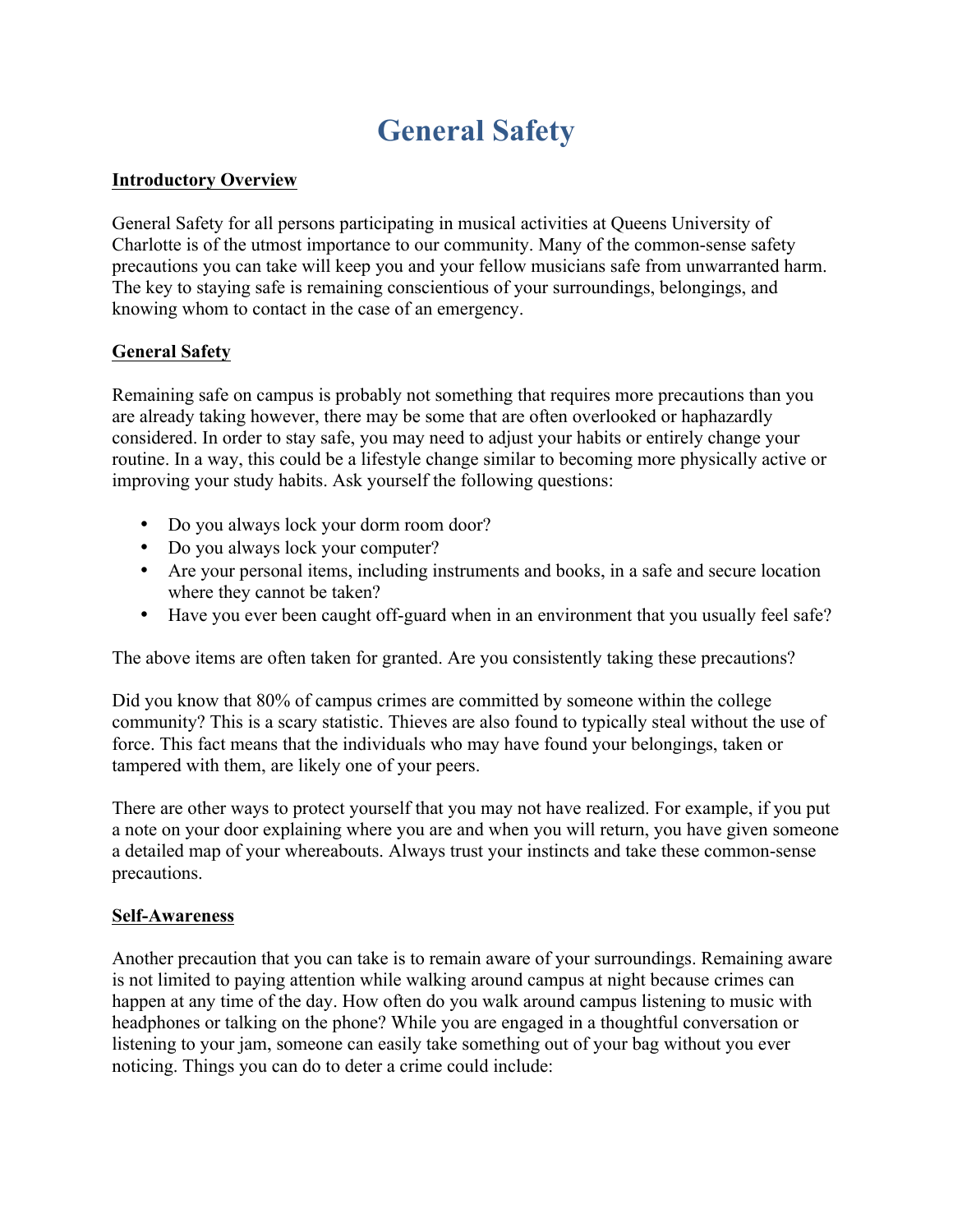# General Safety

**Introductory Overview**

General Safety for all persons participating in musical activities at Queens University of Charlotte is of the utmost importance to our community. Many of the common-sense safety precautions you can take will keep you and your fellow musicians safe from unwarranted harm. The key to staying safe is remaining conscientious of your surroundings, belongings, and knowing whom to contact in the case of an emergency.

**General Safety**

Remaining safe on campus is probably not something that requires more precautions than you are already taking however, there may be some that are often overlooked or haphazardly considered. In order to stay safe, you may need to adjust your habits or entirely change your routine. In a way, this could be a lifestyle change similar to becoming more physically active or improving your study habits. Ask yourself the following questions:

- Do you always lock your dorm room door?
- Do you always lock your computer?
- Are your personal items, including instruments and books, in a safe and secure location where they cannot be taken?
- Have you ever been caught off-guard when in an environment that you usually feel safe?

The above items are often taken for granted. Are you consistently taking these precautions?

Did you know that 80% of campus crimes are committed by someone within the college community? This is a scary statistic. Thieves are also found to typically steal without the use of force. This fact means that the individuals who may have found your belongings, taken or tampered with them, are likely one of your peers.

There are other ways to protect yourself that you may not have realized. For example, if you put a note on your door explaining where you are and when you will return, you have given someone a detailed map of your whereabouts. Always trust your instincts and take these common-sense precautions.

**Self-Awareness**

Another precaution that you can take is to remain aware of your surroundings. Remaining aware is not limited to paying attention while walking around campus at night because crimes can happen at any time of the day. How often do you walk around campus listening to music with headphones or talking on the phone? While you are engaged in a thoughtful conversation or listening to your jam, someone can easily take something out of your bag without you ever noticing. Things you can do to deter a crime could include: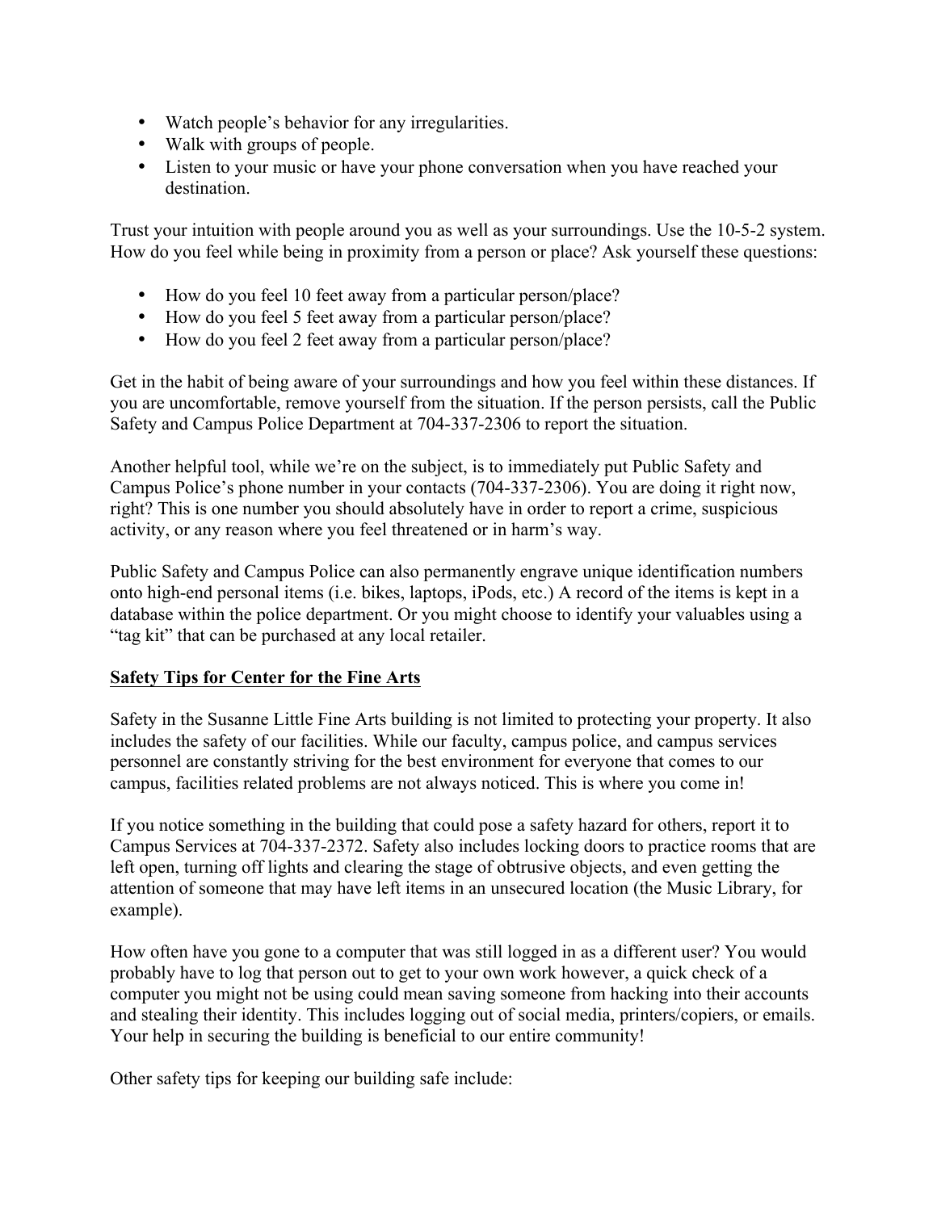- Watch people's behavior for any irregularities.
- Walk with groups of people.
- Listen to your music or have your phone conversation when you have reached your destination.

Trust your intuition with people around you as well as your surroundings. Use the 10-5-2 system. How do you feel while being in proximity from a person or place? Ask yourself these questions:

- How do you feel 10 feet away from a particular person/place?
- How do you feel 5 feet away from a particular person/place?
- How do you feel 2 feet away from a particular person/place?

Get in the habit of being aware of your surroundings and how you feel within these distances. If you are uncomfortable, remove yourself from the situation. If the person persists, call the Public Safety and Campus Police Department at 704-337-2306 to report the situation.

Another helpful tool, while we're on the subject, is to immediately put Public Safety and Campus Police's phone number in your contacts (704-337-2306). You are doing it right now, right? This is one number you should absolutely have in order to report a crime, suspicious activity, or any reason where you feel threatened or in harm's way.

Public Safety and Campus Police can also permanently engrave unique identification numbers onto high-end personal items (i.e. bikes, laptops, iPods, etc.) A record of the items is kept in a database within the police department. Or you might choose to identify your valuables using a "tag kit" that can be purchased at any local retailer.

## Safety Tips for Center for the Fine Arts

Safety in the Susanne Little Fine Arts building is not limited to protecting your property. It also includes the safety of our facilities. While our faculty, campus police, and campus services personnel are constantly striving for the best environment for everyone that comes to our campus, facilities related problems are not always noticed. This is where you come in!

If you notice something in the building that could pose a safety hazard for others, report it to Campus Services at 704-337-2372. Safety also includes locking doors to practice rooms that are left open, turning off lights and clearing the stage of obtrusive objects, and even getting the attention of someone that may have left items in an unsecured location (the Music Library, for example).

How often have you gone to a computer that was still logged in as a different user? You would probably have to log that person out to get to your own work however, a quick check of a computer you might not be using could mean saving someone from hacking into their accounts and stealing their identity. This includes logging out of social media, printers/copiers, or emails. Your help in securing the building is beneficial to our entire community!

Other safety tips for keeping our building safe include: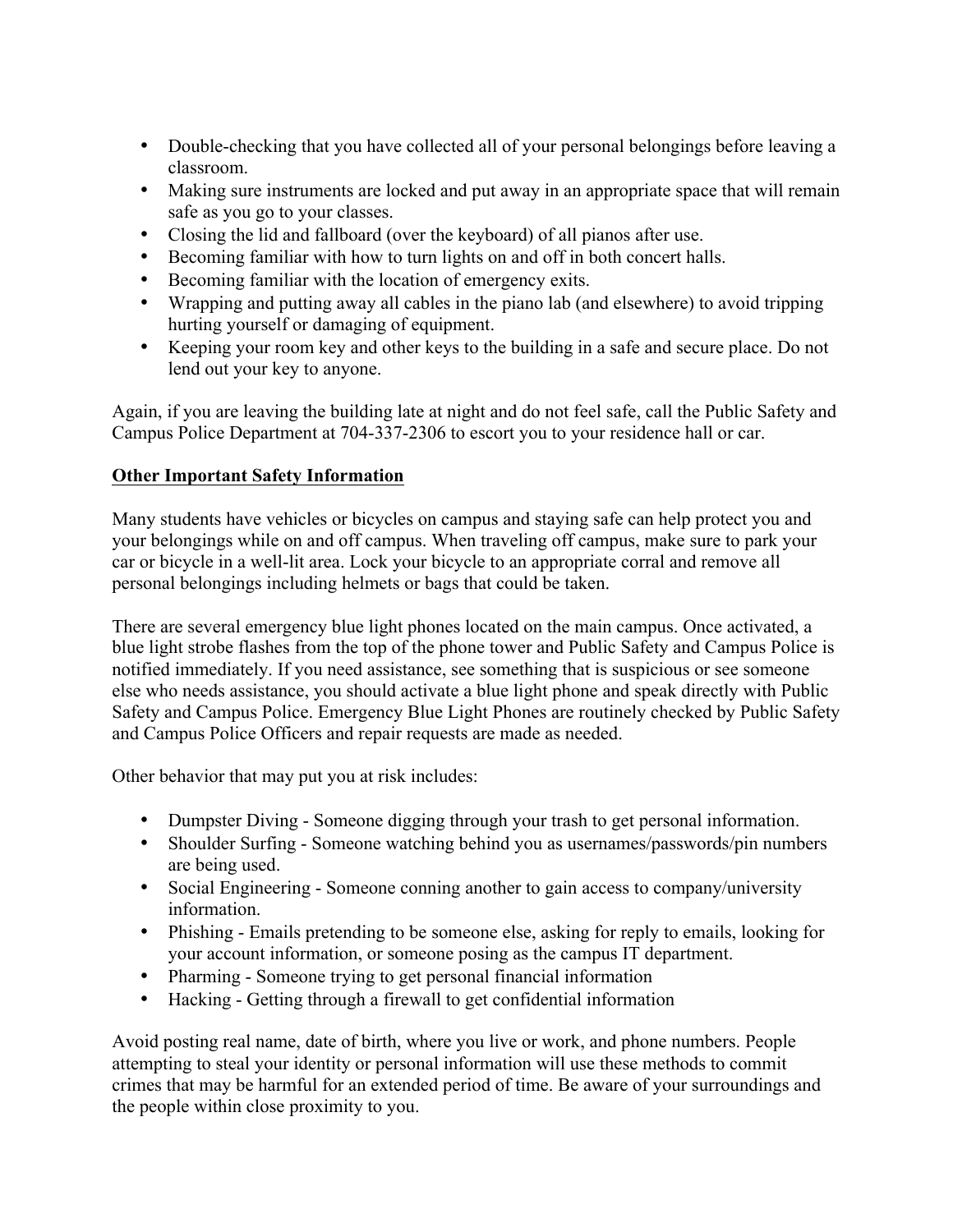- Double-checking that you have collected all of your personal belongings before leaving a classroom.
- Making sure instruments are locked and put away in an appropriate space that will remain safe as you go to your classes.
- Closing the lid and fallboard (over the keyboard) of all pianos after use.
- Becoming familiar with how to turn lights on and off in both concert halls.
- Becoming familiar with the location of emergency exits.
- Wrapping and putting away all cables in the piano lab (and elsewhere) to avoid tripping hurting yourself or damaging of equipment.
- Keeping your room key and other keys to the building in a safe and secure place. Do not lend out your key to anyone.

Again, if you are leaving the building late at night and do not feel safe, call the Public Safety and Campus Police Department at 704-337-2306 to escort you to your residence hall or car.

**Other Important Safety Information**

Many students have vehicles or bicycles on campus and staying safe can help protect you and your belongings while on and off campus. When traveling off campus, make sure to park your car or bicycle in a well-lit area. Lock your bicycle to an appropriate corral and remove all personal belongings including helmets or bags that could be taken.

There are several emergency blue light phones located on the main campus. Once activated, a blue light strobe flashes from the top of the phone tower and Public Safety and Campus Police is notified immediately. If you need assistance, see something that is suspicious or see someone else who needs assistance, you should activate a blue light phone and speak directly with Public Safety and Campus Police. Emergency Blue Light Phones are routinely checked by Public Safety and Campus Police Officers and repair requests are made as needed.

Other behavior that may put you at risk includes:

- Dumpster Diving - Someone digging through your trash to get personal information.
- Shoulder Surfing - Someone watching behind you as usernames/passwords/pin numbers are being used.
- Social Engineering - Someone conning another to gain access to company/university information.
- Phishing - Emails pretending to be someone else, asking for reply to emails, looking for your account information, or someone posing as the campus IT department.
- Pharming - Someone trying to get personal financial information
- Hacking - Getting through a firewall to get confidential information

Avoid posting real name, date of birth, where you live or work, and phone numbers. People attempting to steal your identity or personal information will use these methods to commit crimes that may be harmful for an extended period of time. Be aware of your surroundings and the people within close proximity to you.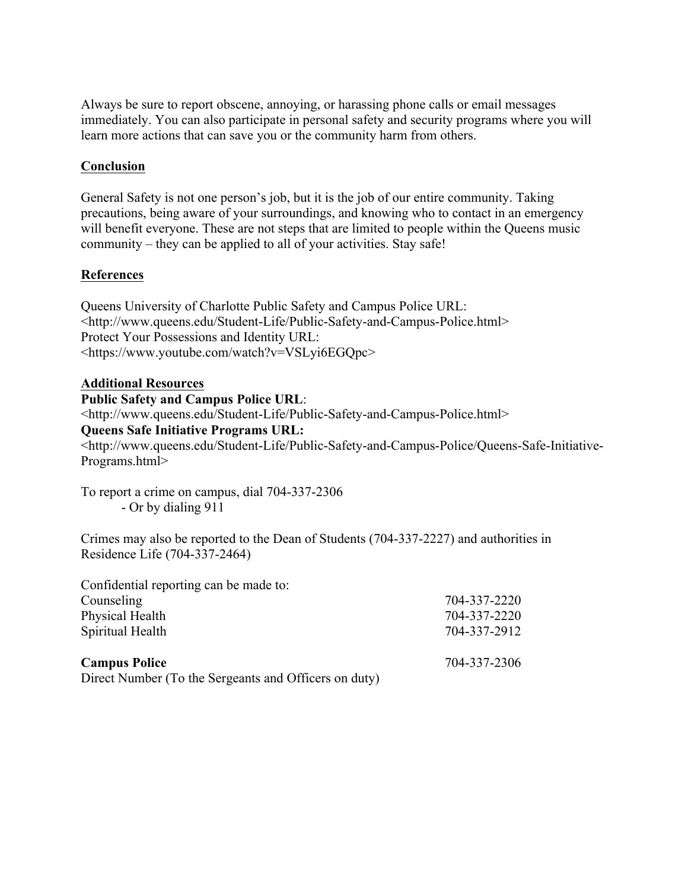Always be sure to report obscene, annoying, or harassing phone calls or email messages immediately. You can also participate in personal safety and security programs where you will learn more actions that can save you or the community harm from others.

## Conclusion

General Safety is not one person's job, but it is the job of our entire community. Taking precautions, being aware of your surroundings, and knowing who to contact in an emergency will benefit everyone. These are not steps that are limited to people within the Queens music community – they can be applied to all of your activities. Stay safe!

## References

Queens University of Charlotte Public Safety and Campus Police URL:
<http://www.queens.edu/Student-Life/Public-Safety-and-Campus-Police.html>
Protect Your Possessions and Identity URL:
<https://www.youtube.com/watch?v=VSLyi6EGQpc>

## Additional Resources

**Public Safety and Campus Police URL**:
<http://www.queens.edu/Student-Life/Public-Safety-and-Campus-Police.html>
**Queens Safe Initiative Programs URL:**
<http://www.queens.edu/Student-Life/Public-Safety-and-Campus-Police/Queens-Safe-Initiative-Programs.html>

To report a crime on campus, dial 704-337-2306
- Or by dialing 911

Crimes may also be reported to the Dean of Students (704-337-2227) and authorities in Residence Life (704-337-2464)

Confidential reporting can be made to:

| | |
|---|---|
| Counseling | 704-337-2220 |
| Physical Health | 704-337-2220 |
| Spiritual Health | 704-337-2912 |

| | |
|---|---|
| **Campus Police** | 704-337-2306 |
| Direct Number (To the Sergeants and Officers on duty) | |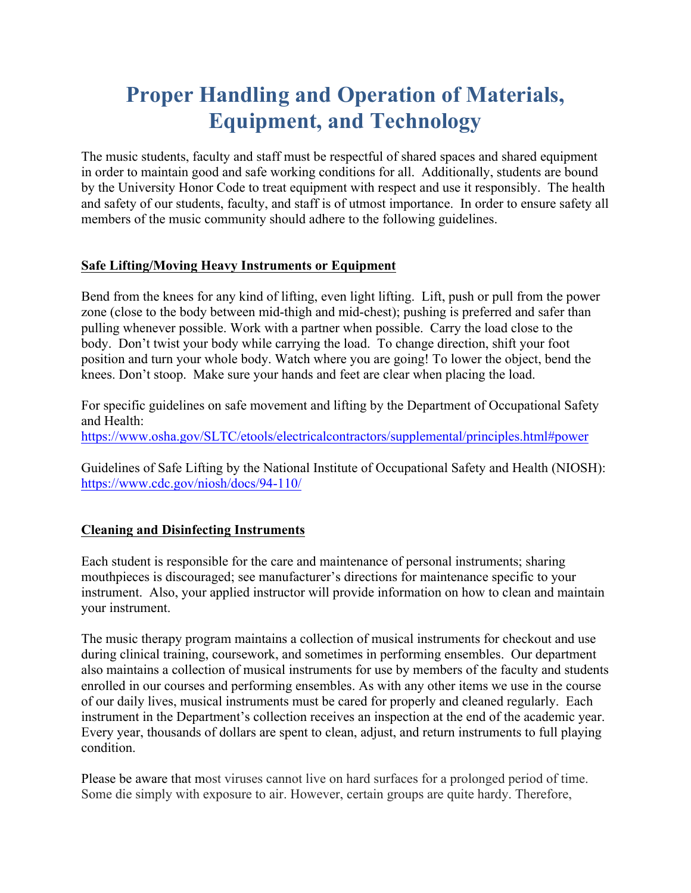# Proper Handling and Operation of Materials, Equipment, and Technology

The music students, faculty and staff must be respectful of shared spaces and shared equipment in order to maintain good and safe working conditions for all. Additionally, students are bound by the University Honor Code to treat equipment with respect and use it responsibly. The health and safety of our students, faculty, and staff is of utmost importance. In order to ensure safety all members of the music community should adhere to the following guidelines.

## Safe Lifting/Moving Heavy Instruments or Equipment

Bend from the knees for any kind of lifting, even light lifting. Lift, push or pull from the power zone (close to the body between mid-thigh and mid-chest); pushing is preferred and safer than pulling whenever possible. Work with a partner when possible. Carry the load close to the body. Don't twist your body while carrying the load. To change direction, shift your foot position and turn your whole body. Watch where you are going! To lower the object, bend the knees. Don't stoop. Make sure your hands and feet are clear when placing the load.

For specific guidelines on safe movement and lifting by the Department of Occupational Safety and Health:
https://www.osha.gov/SLTC/etools/electricalcontractors/supplemental/principles.html#power

Guidelines of Safe Lifting by the National Institute of Occupational Safety and Health (NIOSH):
https://www.cdc.gov/niosh/docs/94-110/

## Cleaning and Disinfecting Instruments

Each student is responsible for the care and maintenance of personal instruments; sharing mouthpieces is discouraged; see manufacturer's directions for maintenance specific to your instrument. Also, your applied instructor will provide information on how to clean and maintain your instrument.

The music therapy program maintains a collection of musical instruments for checkout and use during clinical training, coursework, and sometimes in performing ensembles. Our department also maintains a collection of musical instruments for use by members of the faculty and students enrolled in our courses and performing ensembles. As with any other items we use in the course of our daily lives, musical instruments must be cared for properly and cleaned regularly. Each instrument in the Department's collection receives an inspection at the end of the academic year. Every year, thousands of dollars are spent to clean, adjust, and return instruments to full playing condition.

Please be aware that most viruses cannot live on hard surfaces for a prolonged period of time. Some die simply with exposure to air. However, certain groups are quite hardy. Therefore,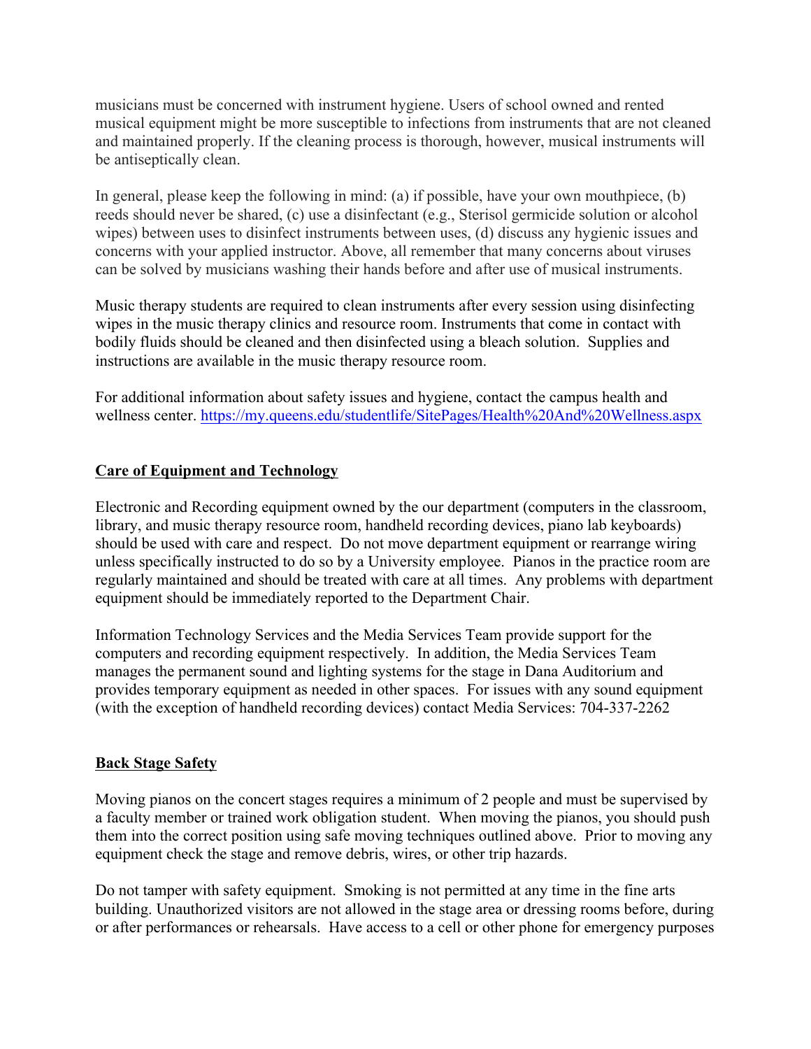musicians must be concerned with instrument hygiene. Users of school owned and rented musical equipment might be more susceptible to infections from instruments that are not cleaned and maintained properly. If the cleaning process is thorough, however, musical instruments will be antiseptically clean.

In general, please keep the following in mind: (a) if possible, have your own mouthpiece, (b) reeds should never be shared, (c) use a disinfectant (e.g., Sterisol germicide solution or alcohol wipes) between uses to disinfect instruments between uses, (d) discuss any hygienic issues and concerns with your applied instructor. Above, all remember that many concerns about viruses can be solved by musicians washing their hands before and after use of musical instruments.

Music therapy students are required to clean instruments after every session using disinfecting wipes in the music therapy clinics and resource room. Instruments that come in contact with bodily fluids should be cleaned and then disinfected using a bleach solution. Supplies and instructions are available in the music therapy resource room.

For additional information about safety issues and hygiene, contact the campus health and wellness center. https://my.queens.edu/studentlife/SitePages/Health%20And%20Wellness.aspx

## Care of Equipment and Technology

Electronic and Recording equipment owned by the our department (computers in the classroom, library, and music therapy resource room, handheld recording devices, piano lab keyboards) should be used with care and respect. Do not move department equipment or rearrange wiring unless specifically instructed to do so by a University employee. Pianos in the practice room are regularly maintained and should be treated with care at all times. Any problems with department equipment should be immediately reported to the Department Chair.

Information Technology Services and the Media Services Team provide support for the computers and recording equipment respectively. In addition, the Media Services Team manages the permanent sound and lighting systems for the stage in Dana Auditorium and provides temporary equipment as needed in other spaces. For issues with any sound equipment (with the exception of handheld recording devices) contact Media Services: 704-337-2262

## Back Stage Safety

Moving pianos on the concert stages requires a minimum of 2 people and must be supervised by a faculty member or trained work obligation student. When moving the pianos, you should push them into the correct position using safe moving techniques outlined above. Prior to moving any equipment check the stage and remove debris, wires, or other trip hazards.

Do not tamper with safety equipment. Smoking is not permitted at any time in the fine arts building. Unauthorized visitors are not allowed in the stage area or dressing rooms before, during or after performances or rehearsals. Have access to a cell or other phone for emergency purposes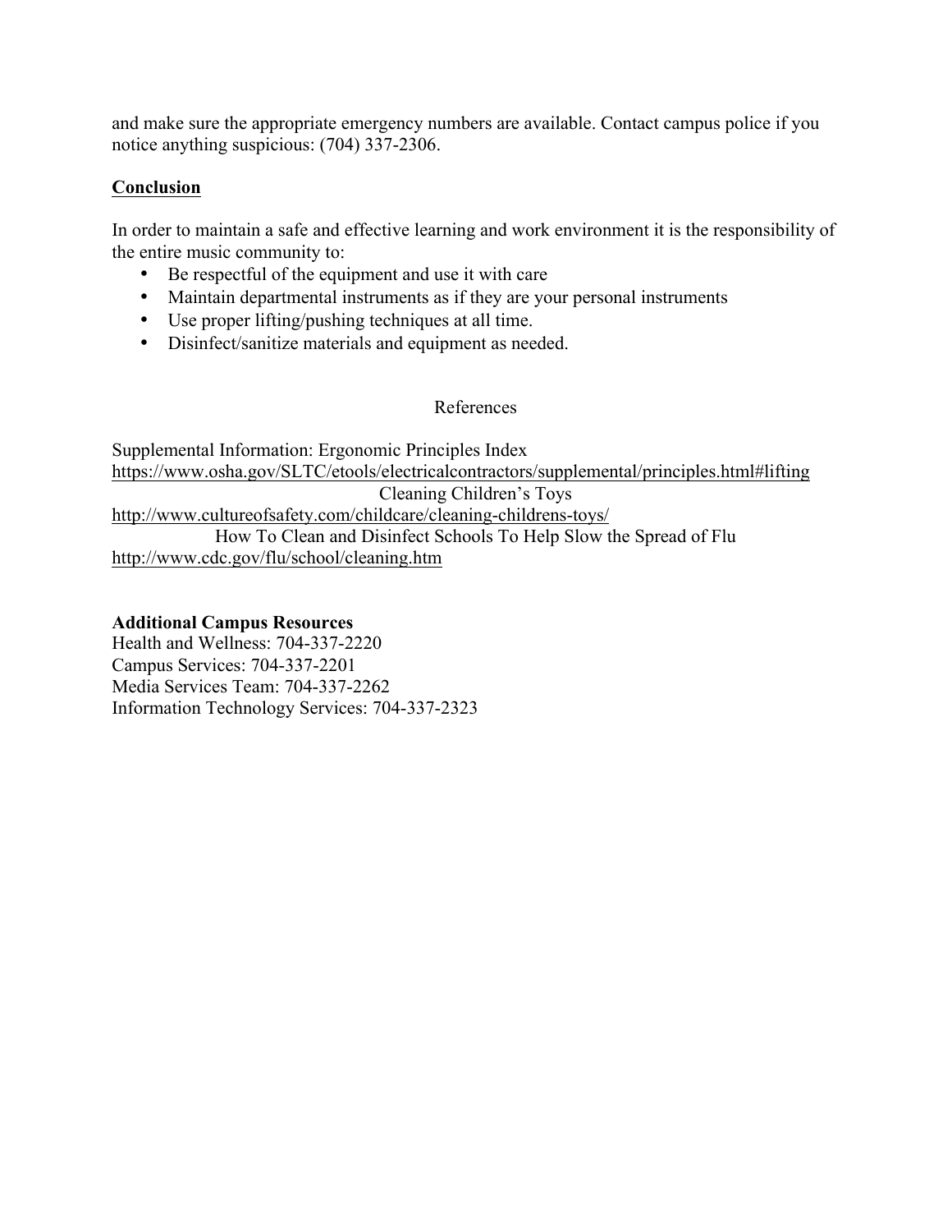and make sure the appropriate emergency numbers are available. Contact campus police if you notice anything suspicious: (704) 337-2306.

## Conclusion

In order to maintain a safe and effective learning and work environment it is the responsibility of the entire music community to:

- Be respectful of the equipment and use it with care
- Maintain departmental instruments as if they are your personal instruments
- Use proper lifting/pushing techniques at all time.
- Disinfect/sanitize materials and equipment as needed.

## References

Supplemental Information: Ergonomic Principles Index
https://www.osha.gov/SLTC/etools/electricalcontractors/supplemental/principles.html#lifting

Cleaning Children's Toys
http://www.cultureofsafety.com/childcare/cleaning-childrens-toys/

How To Clean and Disinfect Schools To Help Slow the Spread of Flu
http://www.cdc.gov/flu/school/cleaning.htm

**Additional Campus Resources**
Health and Wellness: 704-337-2220
Campus Services: 704-337-2201
Media Services Team: 704-337-2262
Information Technology Services: 704-337-2323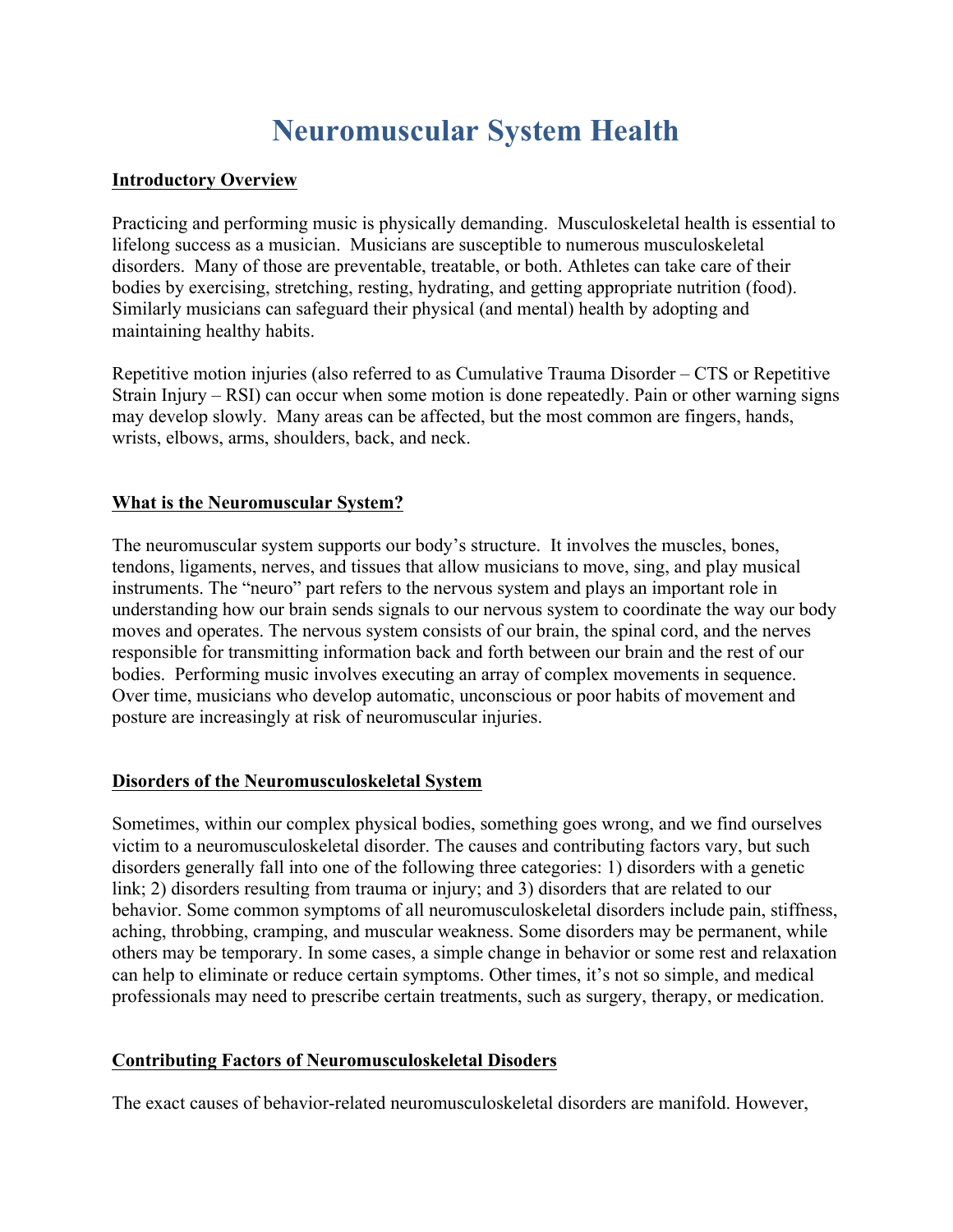# Neuromuscular System Health

**Introductory Overview**

Practicing and performing music is physically demanding. Musculoskeletal health is essential to lifelong success as a musician. Musicians are susceptible to numerous musculoskeletal disorders. Many of those are preventable, treatable, or both. Athletes can take care of their bodies by exercising, stretching, resting, hydrating, and getting appropriate nutrition (food). Similarly musicians can safeguard their physical (and mental) health by adopting and maintaining healthy habits.

Repetitive motion injuries (also referred to as Cumulative Trauma Disorder – CTS or Repetitive Strain Injury – RSI) can occur when some motion is done repeatedly. Pain or other warning signs may develop slowly. Many areas can be affected, but the most common are fingers, hands, wrists, elbows, arms, shoulders, back, and neck.

**What is the Neuromuscular System?**

The neuromuscular system supports our body's structure. It involves the muscles, bones, tendons, ligaments, nerves, and tissues that allow musicians to move, sing, and play musical instruments. The "neuro" part refers to the nervous system and plays an important role in understanding how our brain sends signals to our nervous system to coordinate the way our body moves and operates. The nervous system consists of our brain, the spinal cord, and the nerves responsible for transmitting information back and forth between our brain and the rest of our bodies. Performing music involves executing an array of complex movements in sequence. Over time, musicians who develop automatic, unconscious or poor habits of movement and posture are increasingly at risk of neuromuscular injuries.

**Disorders of the Neuromusculoskeletal System**

Sometimes, within our complex physical bodies, something goes wrong, and we find ourselves victim to a neuromusculoskeletal disorder. The causes and contributing factors vary, but such disorders generally fall into one of the following three categories: 1) disorders with a genetic link; 2) disorders resulting from trauma or injury; and 3) disorders that are related to our behavior. Some common symptoms of all neuromusculoskeletal disorders include pain, stiffness, aching, throbbing, cramping, and muscular weakness. Some disorders may be permanent, while others may be temporary. In some cases, a simple change in behavior or some rest and relaxation can help to eliminate or reduce certain symptoms. Other times, it's not so simple, and medical professionals may need to prescribe certain treatments, such as surgery, therapy, or medication.

**Contributing Factors of Neuromusculoskeletal Disoders**

The exact causes of behavior-related neuromusculoskeletal disorders are manifold. However,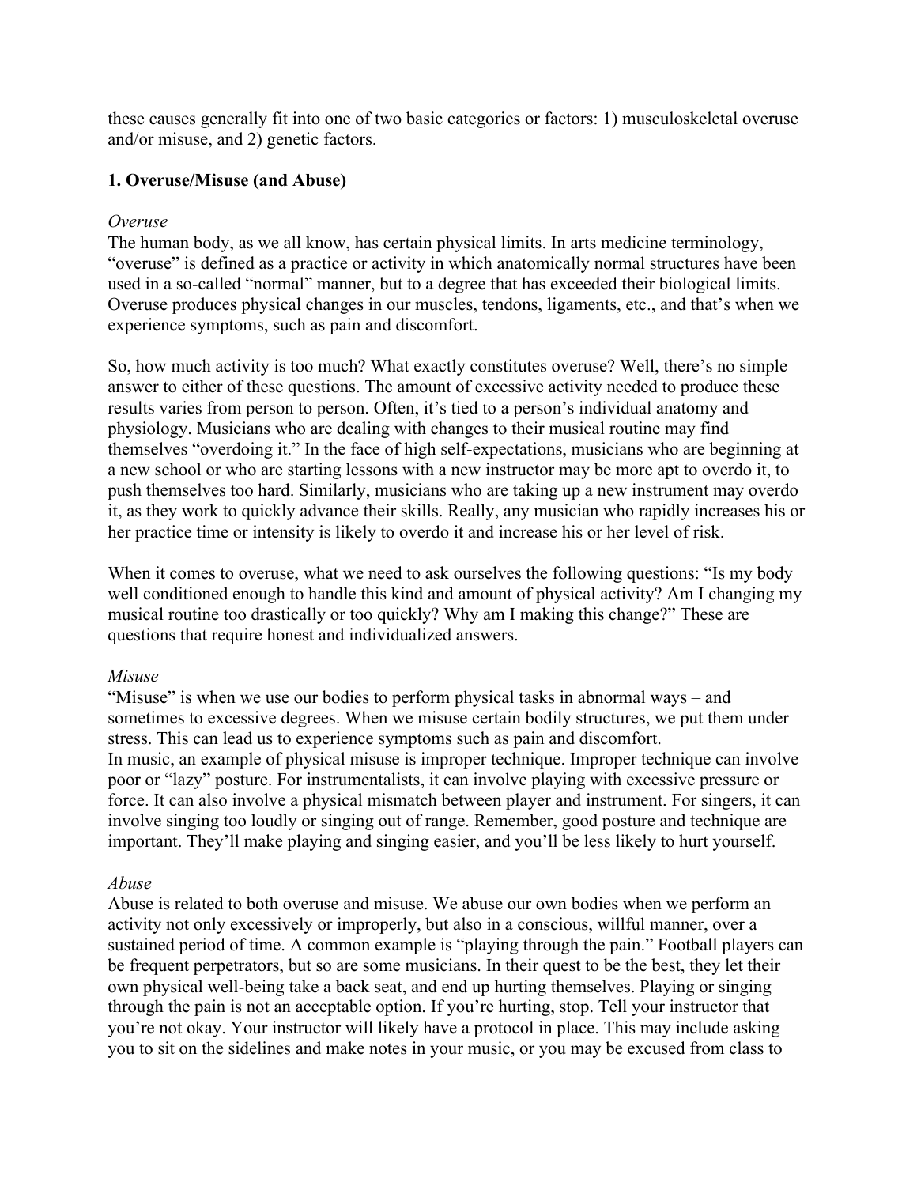these causes generally fit into one of two basic categories or factors: 1) musculoskeletal overuse and/or misuse, and 2) genetic factors.

**1. Overuse/Misuse (and Abuse)**

*Overuse*

The human body, as we all know, has certain physical limits. In arts medicine terminology, "overuse" is defined as a practice or activity in which anatomically normal structures have been used in a so-called "normal" manner, but to a degree that has exceeded their biological limits. Overuse produces physical changes in our muscles, tendons, ligaments, etc., and that's when we experience symptoms, such as pain and discomfort.

So, how much activity is too much? What exactly constitutes overuse? Well, there's no simple answer to either of these questions. The amount of excessive activity needed to produce these results varies from person to person. Often, it's tied to a person's individual anatomy and physiology. Musicians who are dealing with changes to their musical routine may find themselves "overdoing it." In the face of high self-expectations, musicians who are beginning at a new school or who are starting lessons with a new instructor may be more apt to overdo it, to push themselves too hard. Similarly, musicians who are taking up a new instrument may overdo it, as they work to quickly advance their skills. Really, any musician who rapidly increases his or her practice time or intensity is likely to overdo it and increase his or her level of risk.

When it comes to overuse, what we need to ask ourselves the following questions: "Is my body well conditioned enough to handle this kind and amount of physical activity? Am I changing my musical routine too drastically or too quickly? Why am I making this change?" These are questions that require honest and individualized answers.

*Misuse*

"Misuse" is when we use our bodies to perform physical tasks in abnormal ways – and sometimes to excessive degrees. When we misuse certain bodily structures, we put them under stress. This can lead us to experience symptoms such as pain and discomfort.
In music, an example of physical misuse is improper technique. Improper technique can involve poor or "lazy" posture. For instrumentalists, it can involve playing with excessive pressure or force. It can also involve a physical mismatch between player and instrument. For singers, it can involve singing too loudly or singing out of range. Remember, good posture and technique are important. They'll make playing and singing easier, and you'll be less likely to hurt yourself.

*Abuse*

Abuse is related to both overuse and misuse. We abuse our own bodies when we perform an activity not only excessively or improperly, but also in a conscious, willful manner, over a sustained period of time. A common example is "playing through the pain." Football players can be frequent perpetrators, but so are some musicians. In their quest to be the best, they let their own physical well-being take a back seat, and end up hurting themselves. Playing or singing through the pain is not an acceptable option. If you're hurting, stop. Tell your instructor that you're not okay. Your instructor will likely have a protocol in place. This may include asking you to sit on the sidelines and make notes in your music, or you may be excused from class to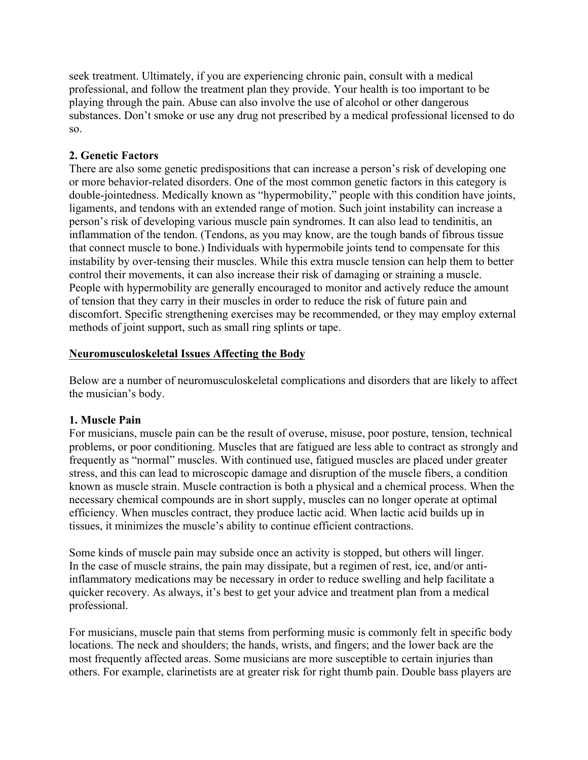seek treatment. Ultimately, if you are experiencing chronic pain, consult with a medical professional, and follow the treatment plan they provide. Your health is too important to be playing through the pain. Abuse can also involve the use of alcohol or other dangerous substances. Don't smoke or use any drug not prescribed by a medical professional licensed to do so.

**2. Genetic Factors**

There are also some genetic predispositions that can increase a person's risk of developing one or more behavior-related disorders. One of the most common genetic factors in this category is double-jointedness. Medically known as "hypermobility," people with this condition have joints, ligaments, and tendons with an extended range of motion. Such joint instability can increase a person's risk of developing various muscle pain syndromes. It can also lead to tendinitis, an inflammation of the tendon. (Tendons, as you may know, are the tough bands of fibrous tissue that connect muscle to bone.) Individuals with hypermobile joints tend to compensate for this instability by over-tensing their muscles. While this extra muscle tension can help them to better control their movements, it can also increase their risk of damaging or straining a muscle. People with hypermobility are generally encouraged to monitor and actively reduce the amount of tension that they carry in their muscles in order to reduce the risk of future pain and discomfort. Specific strengthening exercises may be recommended, or they may employ external methods of joint support, such as small ring splints or tape.

## Neuromusculoskeletal Issues Affecting the Body

Below are a number of neuromusculoskeletal complications and disorders that are likely to affect the musician's body.

**1. Muscle Pain**

For musicians, muscle pain can be the result of overuse, misuse, poor posture, tension, technical problems, or poor conditioning. Muscles that are fatigued are less able to contract as strongly and frequently as "normal" muscles. With continued use, fatigued muscles are placed under greater stress, and this can lead to microscopic damage and disruption of the muscle fibers, a condition known as muscle strain. Muscle contraction is both a physical and a chemical process. When the necessary chemical compounds are in short supply, muscles can no longer operate at optimal efficiency. When muscles contract, they produce lactic acid. When lactic acid builds up in tissues, it minimizes the muscle's ability to continue efficient contractions.

Some kinds of muscle pain may subside once an activity is stopped, but others will linger. In the case of muscle strains, the pain may dissipate, but a regimen of rest, ice, and/or anti-inflammatory medications may be necessary in order to reduce swelling and help facilitate a quicker recovery. As always, it's best to get your advice and treatment plan from a medical professional.

For musicians, muscle pain that stems from performing music is commonly felt in specific body locations. The neck and shoulders; the hands, wrists, and fingers; and the lower back are the most frequently affected areas. Some musicians are more susceptible to certain injuries than others. For example, clarinetists are at greater risk for right thumb pain. Double bass players are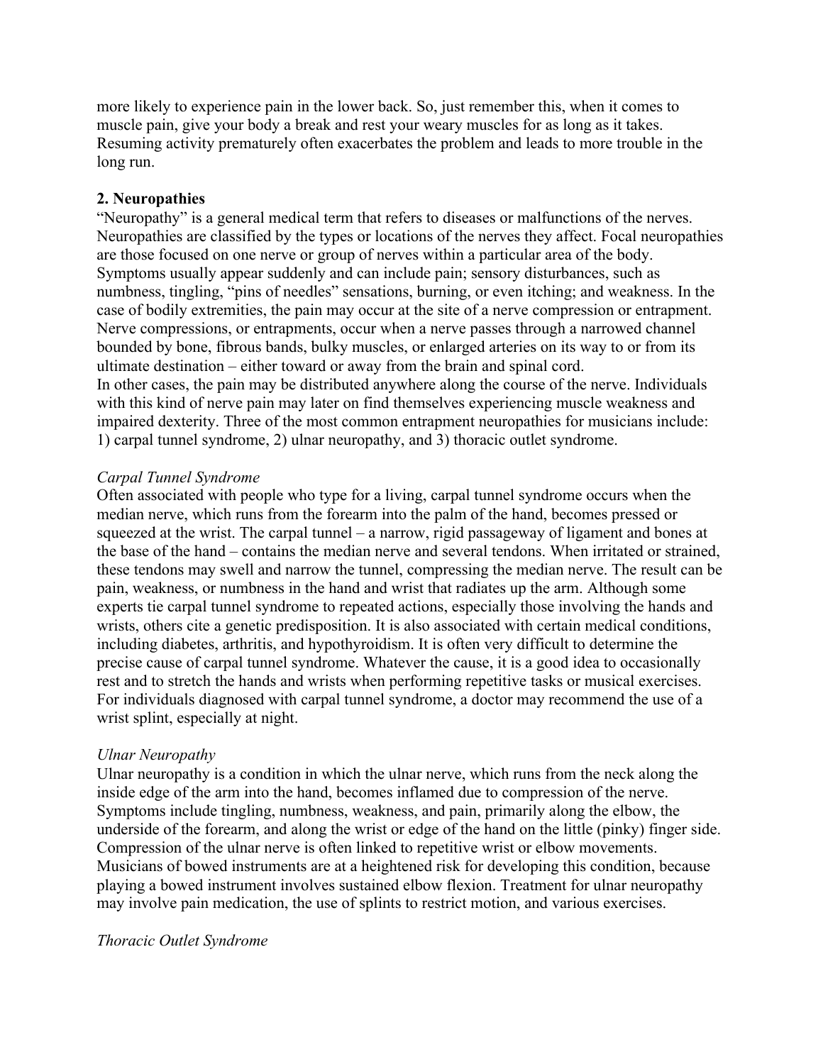more likely to experience pain in the lower back. So, just remember this, when it comes to muscle pain, give your body a break and rest your weary muscles for as long as it takes. Resuming activity prematurely often exacerbates the problem and leads to more trouble in the long run.

**2. Neuropathies**

"Neuropathy" is a general medical term that refers to diseases or malfunctions of the nerves. Neuropathies are classified by the types or locations of the nerves they affect. Focal neuropathies are those focused on one nerve or group of nerves within a particular area of the body. Symptoms usually appear suddenly and can include pain; sensory disturbances, such as numbness, tingling, "pins of needles" sensations, burning, or even itching; and weakness. In the case of bodily extremities, the pain may occur at the site of a nerve compression or entrapment. Nerve compressions, or entrapments, occur when a nerve passes through a narrowed channel bounded by bone, fibrous bands, bulky muscles, or enlarged arteries on its way to or from its ultimate destination – either toward or away from the brain and spinal cord.

In other cases, the pain may be distributed anywhere along the course of the nerve. Individuals with this kind of nerve pain may later on find themselves experiencing muscle weakness and impaired dexterity. Three of the most common entrapment neuropathies for musicians include: 1) carpal tunnel syndrome, 2) ulnar neuropathy, and 3) thoracic outlet syndrome.

*Carpal Tunnel Syndrome*

Often associated with people who type for a living, carpal tunnel syndrome occurs when the median nerve, which runs from the forearm into the palm of the hand, becomes pressed or squeezed at the wrist. The carpal tunnel – a narrow, rigid passageway of ligament and bones at the base of the hand – contains the median nerve and several tendons. When irritated or strained, these tendons may swell and narrow the tunnel, compressing the median nerve. The result can be pain, weakness, or numbness in the hand and wrist that radiates up the arm. Although some experts tie carpal tunnel syndrome to repeated actions, especially those involving the hands and wrists, others cite a genetic predisposition. It is also associated with certain medical conditions, including diabetes, arthritis, and hypothyroidism. It is often very difficult to determine the precise cause of carpal tunnel syndrome. Whatever the cause, it is a good idea to occasionally rest and to stretch the hands and wrists when performing repetitive tasks or musical exercises. For individuals diagnosed with carpal tunnel syndrome, a doctor may recommend the use of a wrist splint, especially at night.

*Ulnar Neuropathy*

Ulnar neuropathy is a condition in which the ulnar nerve, which runs from the neck along the inside edge of the arm into the hand, becomes inflamed due to compression of the nerve. Symptoms include tingling, numbness, weakness, and pain, primarily along the elbow, the underside of the forearm, and along the wrist or edge of the hand on the little (pinky) finger side. Compression of the ulnar nerve is often linked to repetitive wrist or elbow movements. Musicians of bowed instruments are at a heightened risk for developing this condition, because playing a bowed instrument involves sustained elbow flexion. Treatment for ulnar neuropathy may involve pain medication, the use of splints to restrict motion, and various exercises.

*Thoracic Outlet Syndrome*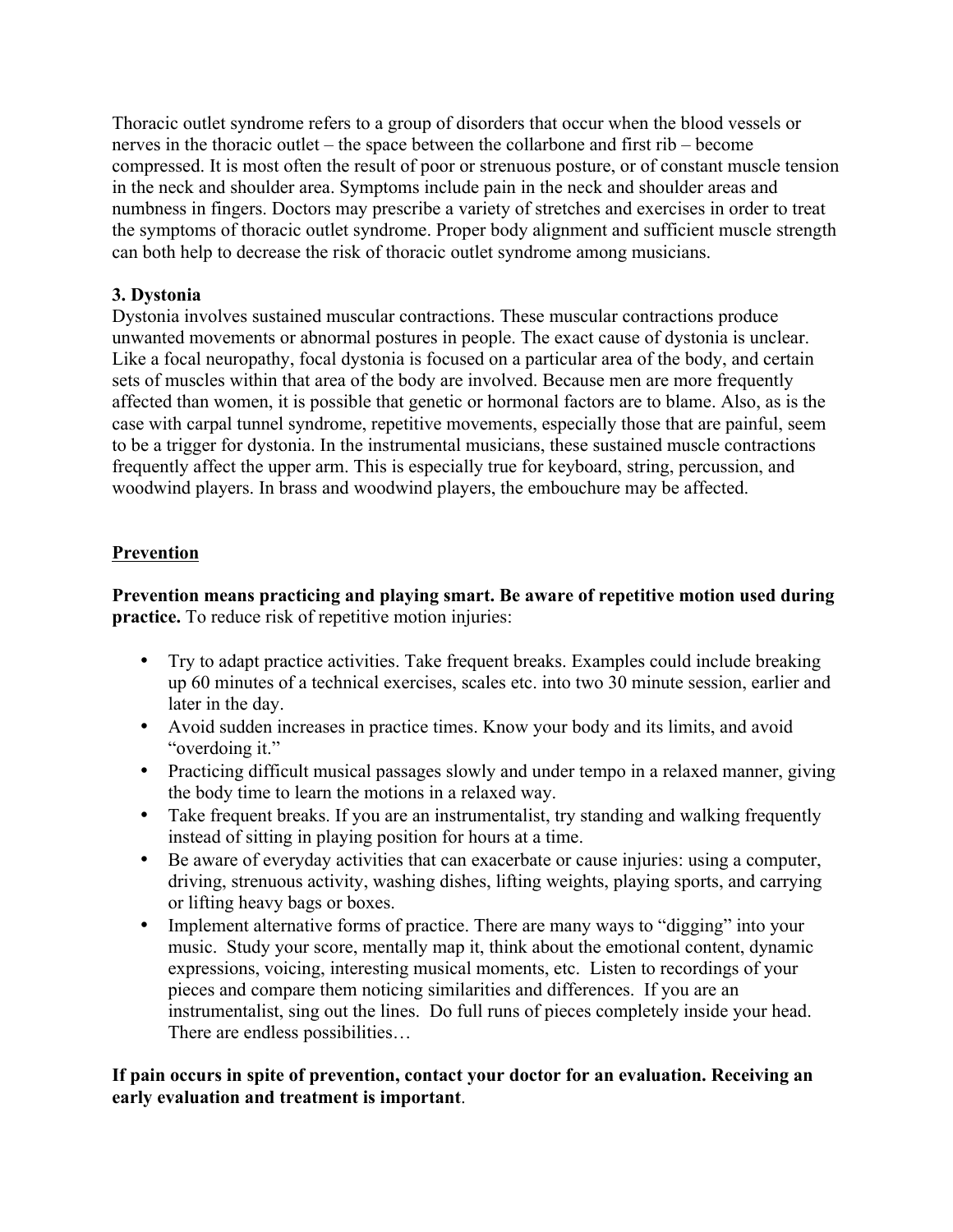Thoracic outlet syndrome refers to a group of disorders that occur when the blood vessels or nerves in the thoracic outlet – the space between the collarbone and first rib – become compressed. It is most often the result of poor or strenuous posture, or of constant muscle tension in the neck and shoulder area. Symptoms include pain in the neck and shoulder areas and numbness in fingers. Doctors may prescribe a variety of stretches and exercises in order to treat the symptoms of thoracic outlet syndrome. Proper body alignment and sufficient muscle strength can both help to decrease the risk of thoracic outlet syndrome among musicians.

**3. Dystonia**

Dystonia involves sustained muscular contractions. These muscular contractions produce unwanted movements or abnormal postures in people. The exact cause of dystonia is unclear. Like a focal neuropathy, focal dystonia is focused on a particular area of the body, and certain sets of muscles within that area of the body are involved. Because men are more frequently affected than women, it is possible that genetic or hormonal factors are to blame. Also, as is the case with carpal tunnel syndrome, repetitive movements, especially those that are painful, seem to be a trigger for dystonia. In the instrumental musicians, these sustained muscle contractions frequently affect the upper arm. This is especially true for keyboard, string, percussion, and woodwind players. In brass and woodwind players, the embouchure may be affected.

## Prevention

**Prevention means practicing and playing smart. Be aware of repetitive motion used during practice.** To reduce risk of repetitive motion injuries:

- Try to adapt practice activities. Take frequent breaks. Examples could include breaking up 60 minutes of a technical exercises, scales etc. into two 30 minute session, earlier and later in the day.
- Avoid sudden increases in practice times. Know your body and its limits, and avoid "overdoing it."
- Practicing difficult musical passages slowly and under tempo in a relaxed manner, giving the body time to learn the motions in a relaxed way.
- Take frequent breaks. If you are an instrumentalist, try standing and walking frequently instead of sitting in playing position for hours at a time.
- Be aware of everyday activities that can exacerbate or cause injuries: using a computer, driving, strenuous activity, washing dishes, lifting weights, playing sports, and carrying or lifting heavy bags or boxes.
- Implement alternative forms of practice. There are many ways to "digging" into your music. Study your score, mentally map it, think about the emotional content, dynamic expressions, voicing, interesting musical moments, etc. Listen to recordings of your pieces and compare them noticing similarities and differences. If you are an instrumentalist, sing out the lines. Do full runs of pieces completely inside your head. There are endless possibilities…

**If pain occurs in spite of prevention, contact your doctor for an evaluation. Receiving an early evaluation and treatment is important**.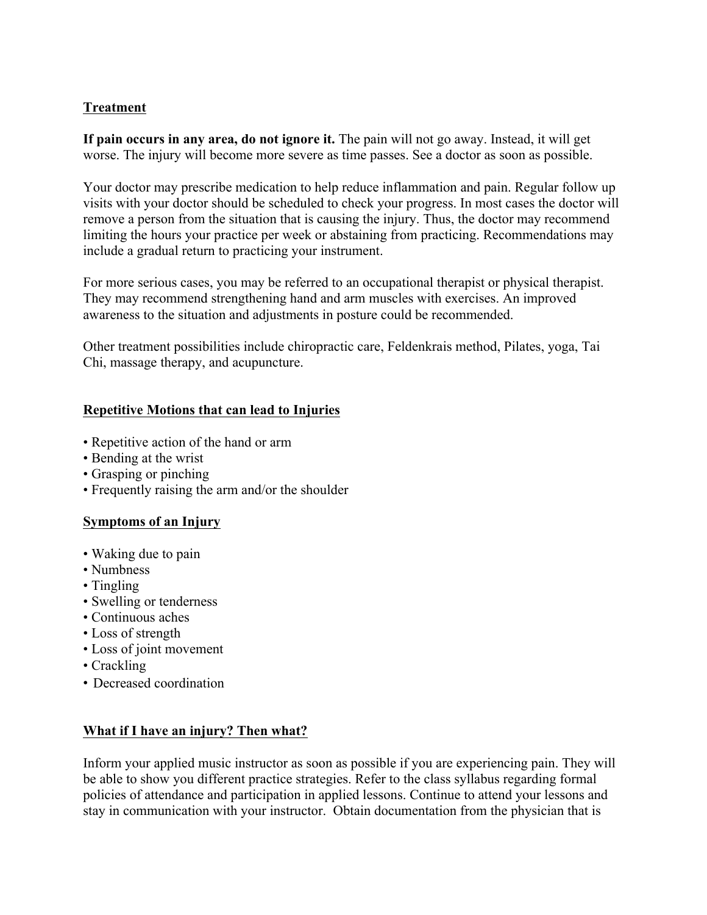## Treatment

**If pain occurs in any area, do not ignore it.** The pain will not go away. Instead, it will get worse. The injury will become more severe as time passes. See a doctor as soon as possible.

Your doctor may prescribe medication to help reduce inflammation and pain. Regular follow up visits with your doctor should be scheduled to check your progress. In most cases the doctor will remove a person from the situation that is causing the injury. Thus, the doctor may recommend limiting the hours your practice per week or abstaining from practicing. Recommendations may include a gradual return to practicing your instrument.

For more serious cases, you may be referred to an occupational therapist or physical therapist. They may recommend strengthening hand and arm muscles with exercises. An improved awareness to the situation and adjustments in posture could be recommended.

Other treatment possibilities include chiropractic care, Feldenkrais method, Pilates, yoga, Tai Chi, massage therapy, and acupuncture.

## Repetitive Motions that can lead to Injuries

- Repetitive action of the hand or arm
- Bending at the wrist
- Grasping or pinching
- Frequently raising the arm and/or the shoulder

## Symptoms of an Injury

- Waking due to pain
- Numbness
- Tingling
- Swelling or tenderness
- Continuous aches
- Loss of strength
- Loss of joint movement
- Crackling
- Decreased coordination

## What if I have an injury? Then what?

Inform your applied music instructor as soon as possible if you are experiencing pain. They will be able to show you different practice strategies. Refer to the class syllabus regarding formal policies of attendance and participation in applied lessons. Continue to attend your lessons and stay in communication with your instructor. Obtain documentation from the physician that is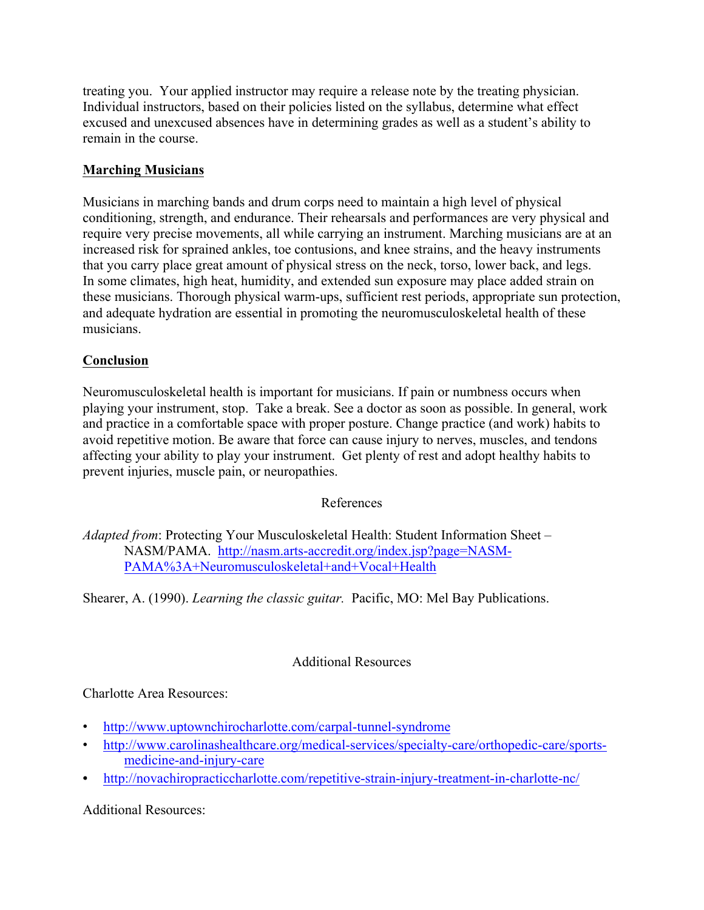treating you. Your applied instructor may require a release note by the treating physician. Individual instructors, based on their policies listed on the syllabus, determine what effect excused and unexcused absences have in determining grades as well as a student's ability to remain in the course.

## **Marching Musicians**

Musicians in marching bands and drum corps need to maintain a high level of physical conditioning, strength, and endurance. Their rehearsals and performances are very physical and require very precise movements, all while carrying an instrument. Marching musicians are at an increased risk for sprained ankles, toe contusions, and knee strains, and the heavy instruments that you carry place great amount of physical stress on the neck, torso, lower back, and legs. In some climates, high heat, humidity, and extended sun exposure may place added strain on these musicians. Thorough physical warm-ups, sufficient rest periods, appropriate sun protection, and adequate hydration are essential in promoting the neuromusculoskeletal health of these musicians.

## **Conclusion**

Neuromusculoskeletal health is important for musicians. If pain or numbness occurs when playing your instrument, stop. Take a break. See a doctor as soon as possible. In general, work and practice in a comfortable space with proper posture. Change practice (and work) habits to avoid repetitive motion. Be aware that force can cause injury to nerves, muscles, and tendons affecting your ability to play your instrument. Get plenty of rest and adopt healthy habits to prevent injuries, muscle pain, or neuropathies.

References

*Adapted from*: Protecting Your Musculoskeletal Health: Student Information Sheet – NASM/PAMA. http://nasm.arts-accredit.org/index.jsp?page=NASM-PAMA%3A+Neuromusculoskeletal+and+Vocal+Health

Shearer, A. (1990). *Learning the classic guitar.* Pacific, MO: Mel Bay Publications.

Additional Resources

Charlotte Area Resources:

- http://www.uptownchirocharlotte.com/carpal-tunnel-syndrome
- http://www.carolinashealthcare.org/medical-services/specialty-care/orthopedic-care/sports-medicine-and-injury-care
- http://novachiropracticcharlotte.com/repetitive-strain-injury-treatment-in-charlotte-nc/

Additional Resources: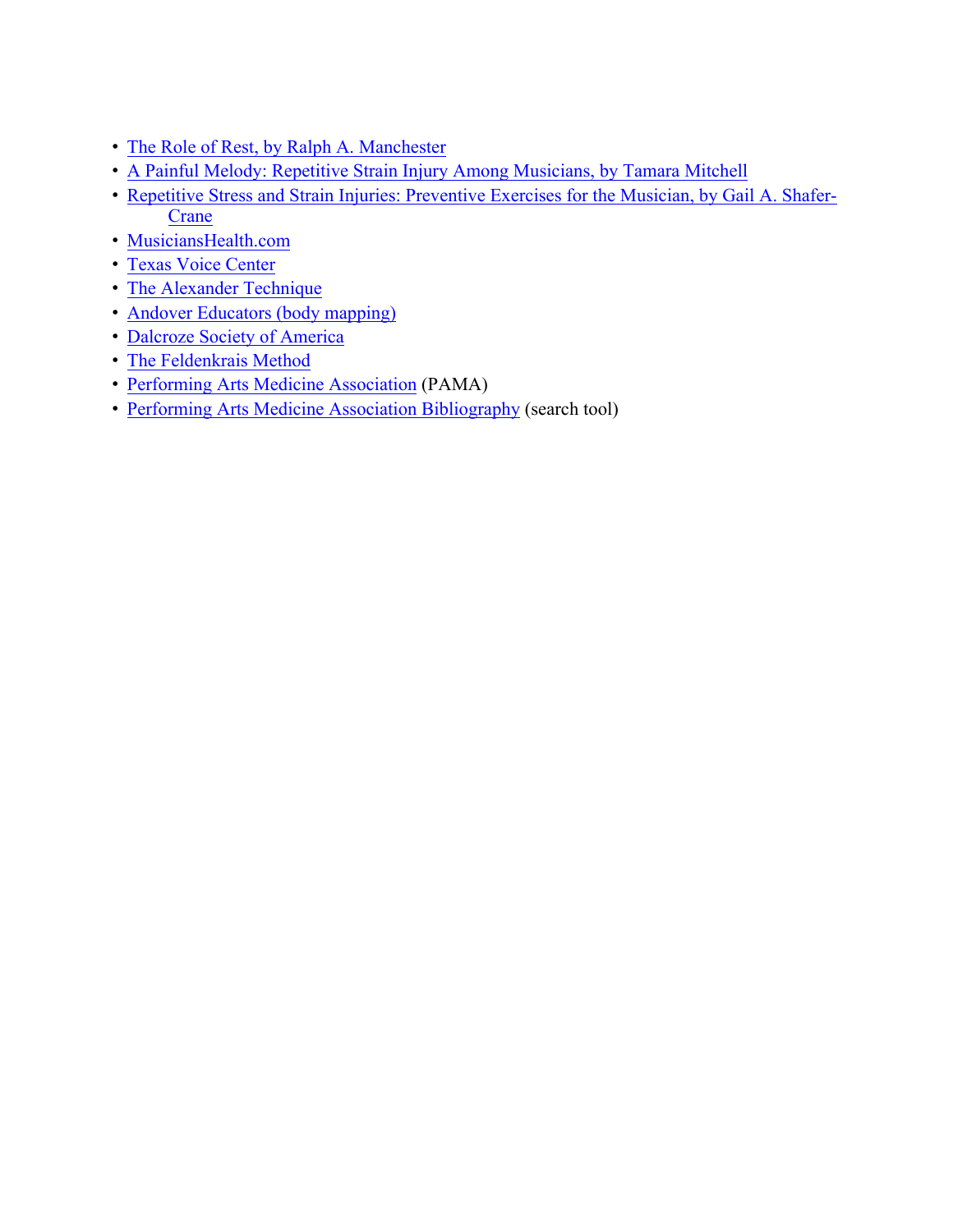- The Role of Rest, by Ralph A. Manchester
- A Painful Melody: Repetitive Strain Injury Among Musicians, by Tamara Mitchell
- Repetitive Stress and Strain Injuries: Preventive Exercises for the Musician, by Gail A. Shafer-Crane
- MusiciansHealth.com
- Texas Voice Center
- The Alexander Technique
- Andover Educators (body mapping)
- Dalcroze Society of America
- The Feldenkrais Method
- Performing Arts Medicine Association (PAMA)
- Performing Arts Medicine Association Bibliography (search tool)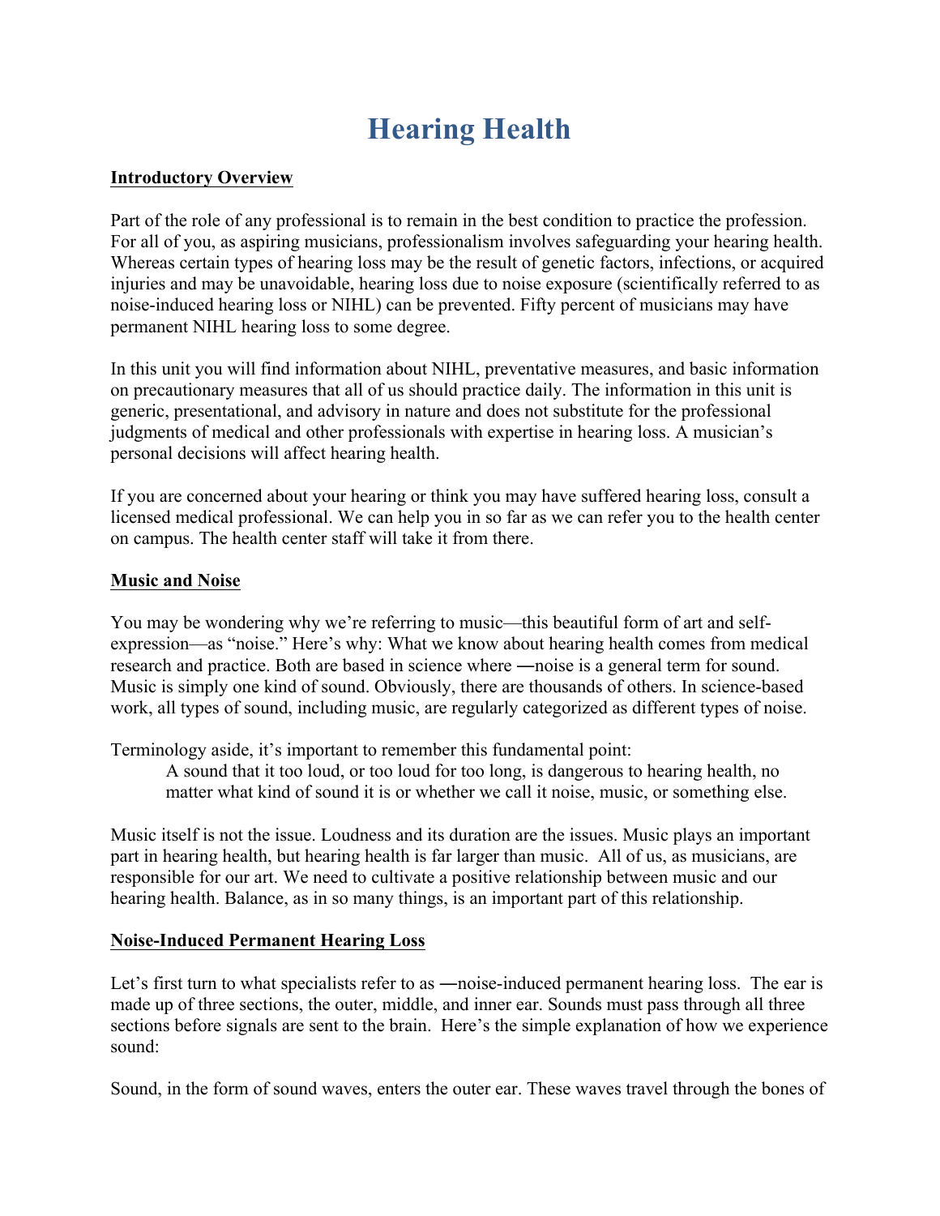# Hearing Health

## Introductory Overview

Part of the role of any professional is to remain in the best condition to practice the profession. For all of you, as aspiring musicians, professionalism involves safeguarding your hearing health. Whereas certain types of hearing loss may be the result of genetic factors, infections, or acquired injuries and may be unavoidable, hearing loss due to noise exposure (scientifically referred to as noise-induced hearing loss or NIHL) can be prevented. Fifty percent of musicians may have permanent NIHL hearing loss to some degree.

In this unit you will find information about NIHL, preventative measures, and basic information on precautionary measures that all of us should practice daily. The information in this unit is generic, presentational, and advisory in nature and does not substitute for the professional judgments of medical and other professionals with expertise in hearing loss. A musician's personal decisions will affect hearing health.

If you are concerned about your hearing or think you may have suffered hearing loss, consult a licensed medical professional. We can help you in so far as we can refer you to the health center on campus. The health center staff will take it from there.

## Music and Noise

You may be wondering why we're referring to music—this beautiful form of art and self-expression—as "noise." Here's why: What we know about hearing health comes from medical research and practice. Both are based in science where ―noise is a general term for sound. Music is simply one kind of sound. Obviously, there are thousands of others. In science-based work, all types of sound, including music, are regularly categorized as different types of noise.

Terminology aside, it's important to remember this fundamental point:

> A sound that it too loud, or too loud for too long, is dangerous to hearing health, no matter what kind of sound it is or whether we call it noise, music, or something else.

Music itself is not the issue. Loudness and its duration are the issues. Music plays an important part in hearing health, but hearing health is far larger than music. All of us, as musicians, are responsible for our art. We need to cultivate a positive relationship between music and our hearing health. Balance, as in so many things, is an important part of this relationship.

## Noise-Induced Permanent Hearing Loss

Let's first turn to what specialists refer to as ―noise-induced permanent hearing loss. The ear is made up of three sections, the outer, middle, and inner ear. Sounds must pass through all three sections before signals are sent to the brain. Here's the simple explanation of how we experience sound:

Sound, in the form of sound waves, enters the outer ear. These waves travel through the bones of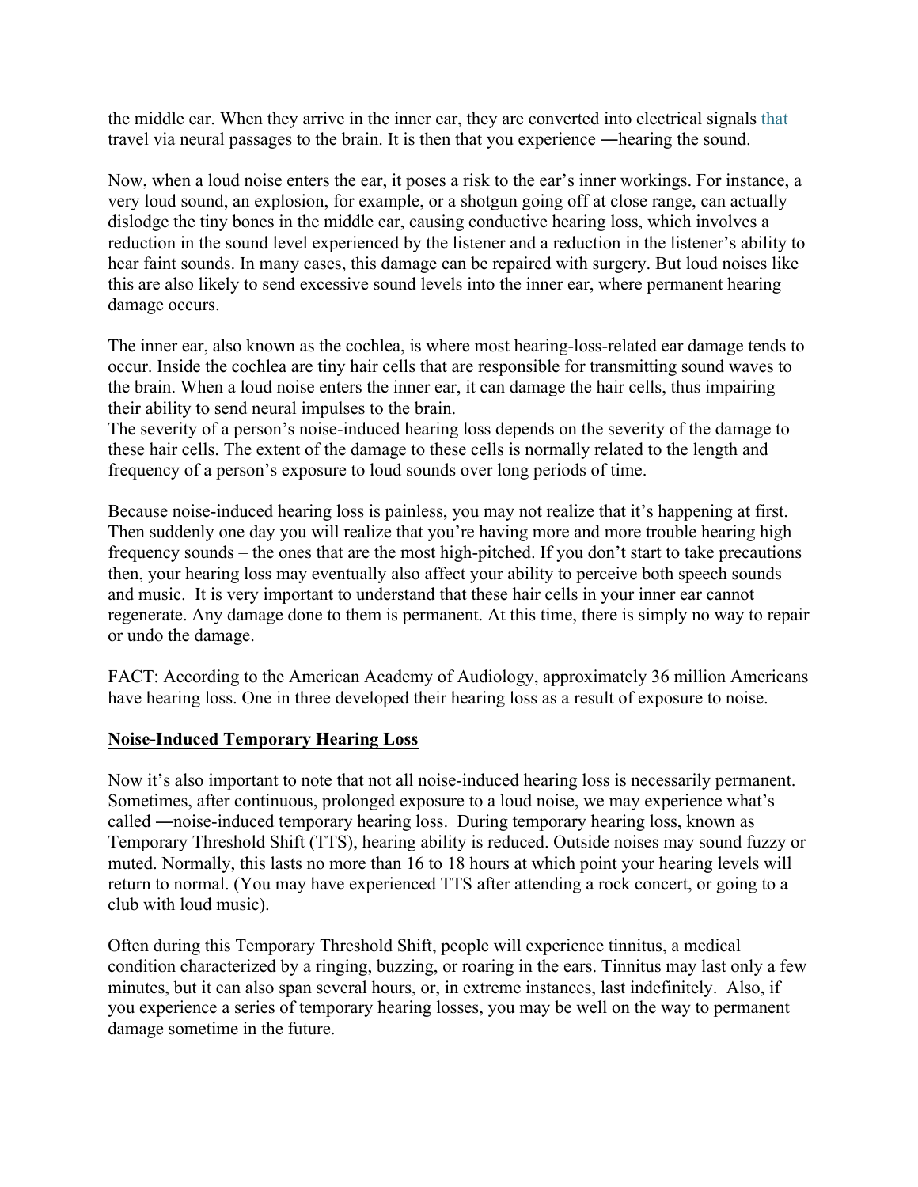the middle ear. When they arrive in the inner ear, they are converted into electrical signals that travel via neural passages to the brain. It is then that you experience ―hearing the sound.

Now, when a loud noise enters the ear, it poses a risk to the ear's inner workings. For instance, a very loud sound, an explosion, for example, or a shotgun going off at close range, can actually dislodge the tiny bones in the middle ear, causing conductive hearing loss, which involves a reduction in the sound level experienced by the listener and a reduction in the listener's ability to hear faint sounds. In many cases, this damage can be repaired with surgery. But loud noises like this are also likely to send excessive sound levels into the inner ear, where permanent hearing damage occurs.

The inner ear, also known as the cochlea, is where most hearing-loss-related ear damage tends to occur. Inside the cochlea are tiny hair cells that are responsible for transmitting sound waves to the brain. When a loud noise enters the inner ear, it can damage the hair cells, thus impairing their ability to send neural impulses to the brain.
The severity of a person's noise-induced hearing loss depends on the severity of the damage to these hair cells. The extent of the damage to these cells is normally related to the length and frequency of a person's exposure to loud sounds over long periods of time.

Because noise-induced hearing loss is painless, you may not realize that it's happening at first. Then suddenly one day you will realize that you're having more and more trouble hearing high frequency sounds – the ones that are the most high-pitched. If you don't start to take precautions then, your hearing loss may eventually also affect your ability to perceive both speech sounds and music. It is very important to understand that these hair cells in your inner ear cannot regenerate. Any damage done to them is permanent. At this time, there is simply no way to repair or undo the damage.

FACT: According to the American Academy of Audiology, approximately 36 million Americans have hearing loss. One in three developed their hearing loss as a result of exposure to noise.

## Noise-Induced Temporary Hearing Loss

Now it's also important to note that not all noise-induced hearing loss is necessarily permanent. Sometimes, after continuous, prolonged exposure to a loud noise, we may experience what's called ―noise-induced temporary hearing loss. During temporary hearing loss, known as Temporary Threshold Shift (TTS), hearing ability is reduced. Outside noises may sound fuzzy or muted. Normally, this lasts no more than 16 to 18 hours at which point your hearing levels will return to normal. (You may have experienced TTS after attending a rock concert, or going to a club with loud music).

Often during this Temporary Threshold Shift, people will experience tinnitus, a medical condition characterized by a ringing, buzzing, or roaring in the ears. Tinnitus may last only a few minutes, but it can also span several hours, or, in extreme instances, last indefinitely. Also, if you experience a series of temporary hearing losses, you may be well on the way to permanent damage sometime in the future.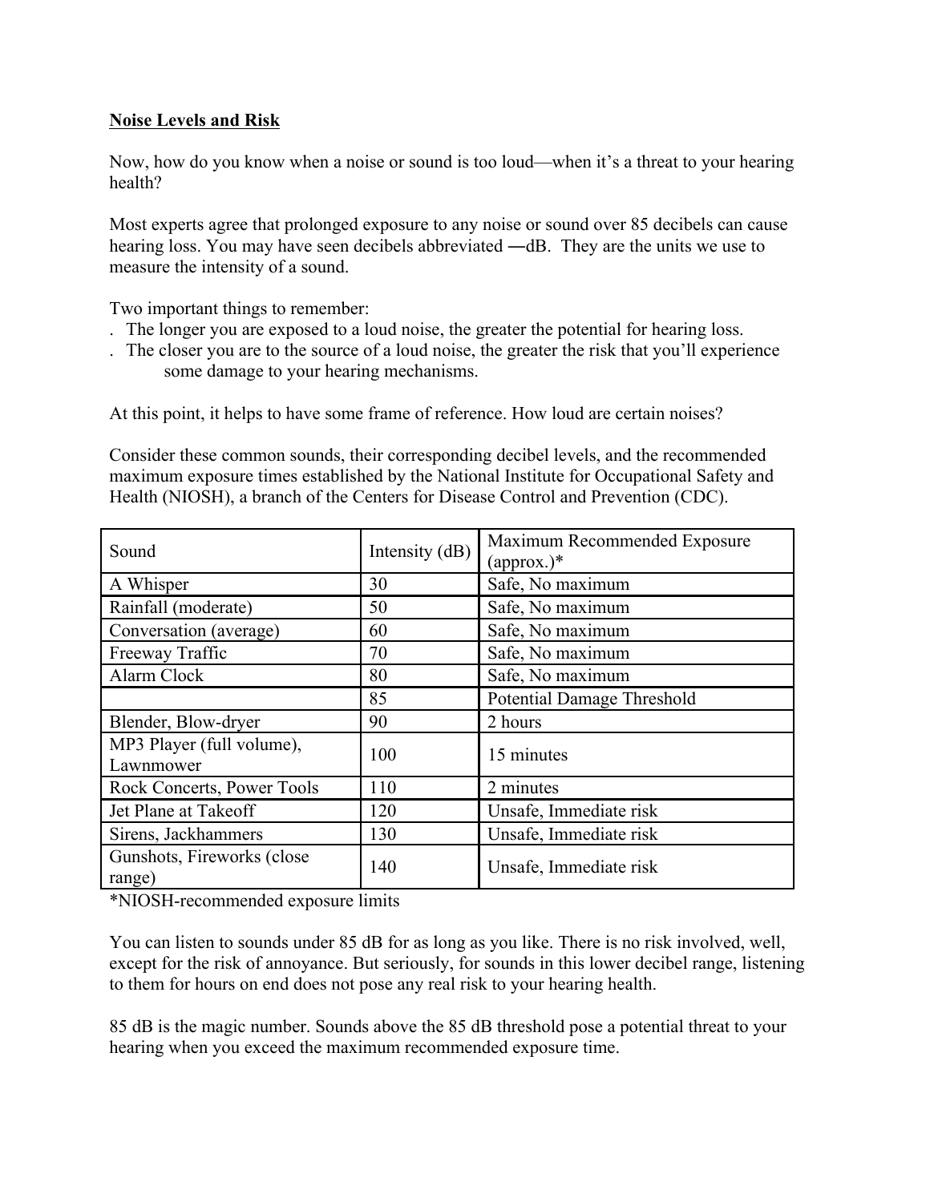**Noise Levels and Risk**

Now, how do you know when a noise or sound is too loud—when it's a threat to your hearing health?

Most experts agree that prolonged exposure to any noise or sound over 85 decibels can cause hearing loss. You may have seen decibels abbreviated ―dB. They are the units we use to measure the intensity of a sound.

Two important things to remember:

- The longer you are exposed to a loud noise, the greater the potential for hearing loss.
- The closer you are to the source of a loud noise, the greater the risk that you'll experience some damage to your hearing mechanisms.

At this point, it helps to have some frame of reference. How loud are certain noises?

Consider these common sounds, their corresponding decibel levels, and the recommended maximum exposure times established by the National Institute for Occupational Safety and Health (NIOSH), a branch of the Centers for Disease Control and Prevention (CDC).

| Sound | Intensity (dB) | Maximum Recommended Exposure (approx.)* |
|---|---|---|
| A Whisper | 30 | Safe, No maximum |
| Rainfall (moderate) | 50 | Safe, No maximum |
| Conversation (average) | 60 | Safe, No maximum |
| Freeway Traffic | 70 | Safe, No maximum |
| Alarm Clock | 80 | Safe, No maximum |
| | 85 | Potential Damage Threshold |
| Blender, Blow-dryer | 90 | 2 hours |
| MP3 Player (full volume), Lawnmower | 100 | 15 minutes |
| Rock Concerts, Power Tools | 110 | 2 minutes |
| Jet Plane at Takeoff | 120 | Unsafe, Immediate risk |
| Sirens, Jackhammers | 130 | Unsafe, Immediate risk |
| Gunshots, Fireworks (close range) | 140 | Unsafe, Immediate risk |

*NIOSH-recommended exposure limits

You can listen to sounds under 85 dB for as long as you like. There is no risk involved, well, except for the risk of annoyance. But seriously, for sounds in this lower decibel range, listening to them for hours on end does not pose any real risk to your hearing health.

85 dB is the magic number. Sounds above the 85 dB threshold pose a potential threat to your hearing when you exceed the maximum recommended exposure time.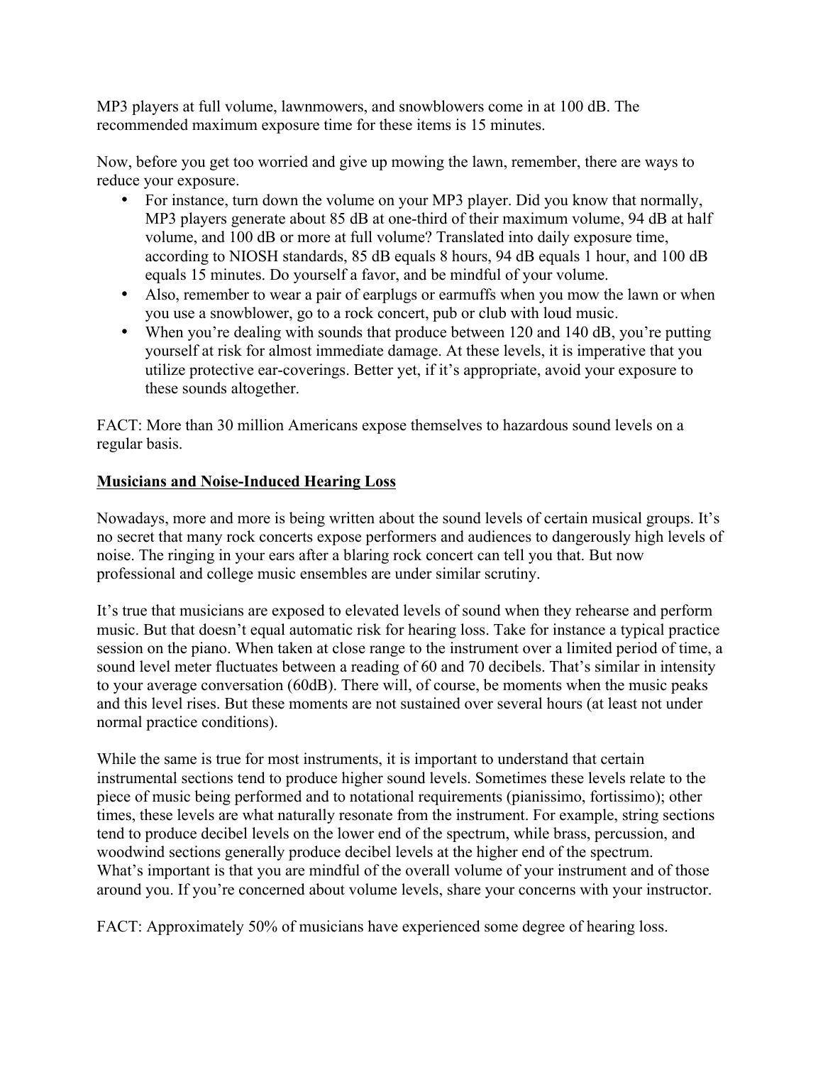MP3 players at full volume, lawnmowers, and snowblowers come in at 100 dB. The recommended maximum exposure time for these items is 15 minutes.

Now, before you get too worried and give up mowing the lawn, remember, there are ways to reduce your exposure.

- For instance, turn down the volume on your MP3 player. Did you know that normally, MP3 players generate about 85 dB at one-third of their maximum volume, 94 dB at half volume, and 100 dB or more at full volume? Translated into daily exposure time, according to NIOSH standards, 85 dB equals 8 hours, 94 dB equals 1 hour, and 100 dB equals 15 minutes. Do yourself a favor, and be mindful of your volume.
- Also, remember to wear a pair of earplugs or earmuffs when you mow the lawn or when you use a snowblower, go to a rock concert, pub or club with loud music.
- When you're dealing with sounds that produce between 120 and 140 dB, you're putting yourself at risk for almost immediate damage. At these levels, it is imperative that you utilize protective ear-coverings. Better yet, if it's appropriate, avoid your exposure to these sounds altogether.

FACT: More than 30 million Americans expose themselves to hazardous sound levels on a regular basis.

## Musicians and Noise-Induced Hearing Loss

Nowadays, more and more is being written about the sound levels of certain musical groups. It's no secret that many rock concerts expose performers and audiences to dangerously high levels of noise. The ringing in your ears after a blaring rock concert can tell you that. But now professional and college music ensembles are under similar scrutiny.

It's true that musicians are exposed to elevated levels of sound when they rehearse and perform music. But that doesn't equal automatic risk for hearing loss. Take for instance a typical practice session on the piano. When taken at close range to the instrument over a limited period of time, a sound level meter fluctuates between a reading of 60 and 70 decibels. That's similar in intensity to your average conversation (60dB). There will, of course, be moments when the music peaks and this level rises. But these moments are not sustained over several hours (at least not under normal practice conditions).

While the same is true for most instruments, it is important to understand that certain instrumental sections tend to produce higher sound levels. Sometimes these levels relate to the piece of music being performed and to notational requirements (pianissimo, fortissimo); other times, these levels are what naturally resonate from the instrument. For example, string sections tend to produce decibel levels on the lower end of the spectrum, while brass, percussion, and woodwind sections generally produce decibel levels at the higher end of the spectrum. What's important is that you are mindful of the overall volume of your instrument and of those around you. If you're concerned about volume levels, share your concerns with your instructor.

FACT: Approximately 50% of musicians have experienced some degree of hearing loss.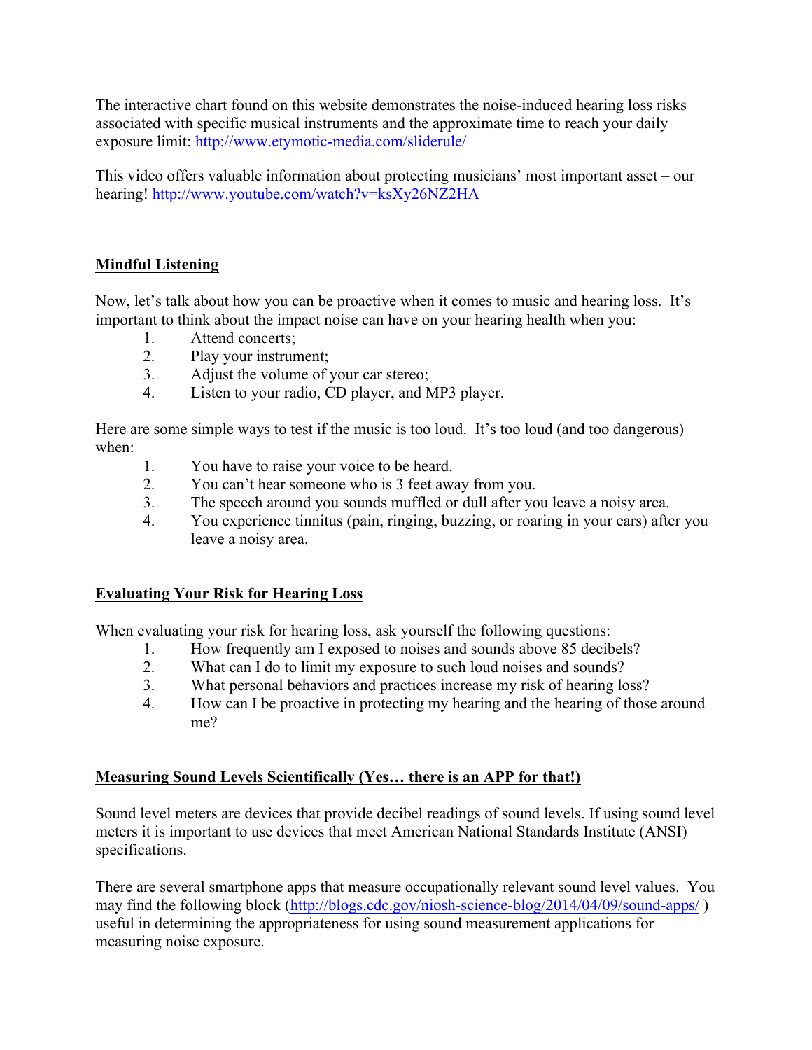The interactive chart found on this website demonstrates the noise-induced hearing loss risks associated with specific musical instruments and the approximate time to reach your daily exposure limit: http://www.etymotic-media.com/sliderule/

This video offers valuable information about protecting musicians' most important asset – our hearing! http://www.youtube.com/watch?v=ksXy26NZ2HA

## Mindful Listening

Now, let's talk about how you can be proactive when it comes to music and hearing loss. It's important to think about the impact noise can have on your hearing health when you:

1. Attend concerts;
2. Play your instrument;
3. Adjust the volume of your car stereo;
4. Listen to your radio, CD player, and MP3 player.

Here are some simple ways to test if the music is too loud. It's too loud (and too dangerous) when:

1. You have to raise your voice to be heard.
2. You can't hear someone who is 3 feet away from you.
3. The speech around you sounds muffled or dull after you leave a noisy area.
4. You experience tinnitus (pain, ringing, buzzing, or roaring in your ears) after you leave a noisy area.

## Evaluating Your Risk for Hearing Loss

When evaluating your risk for hearing loss, ask yourself the following questions:

1. How frequently am I exposed to noises and sounds above 85 decibels?
2. What can I do to limit my exposure to such loud noises and sounds?
3. What personal behaviors and practices increase my risk of hearing loss?
4. How can I be proactive in protecting my hearing and the hearing of those around me?

## Measuring Sound Levels Scientifically (Yes… there is an APP for that!)

Sound level meters are devices that provide decibel readings of sound levels. If using sound level meters it is important to use devices that meet American National Standards Institute (ANSI) specifications.

There are several smartphone apps that measure occupationally relevant sound level values. You may find the following block (http://blogs.cdc.gov/niosh-science-blog/2014/04/09/sound-apps/ ) useful in determining the appropriateness for using sound measurement applications for measuring noise exposure.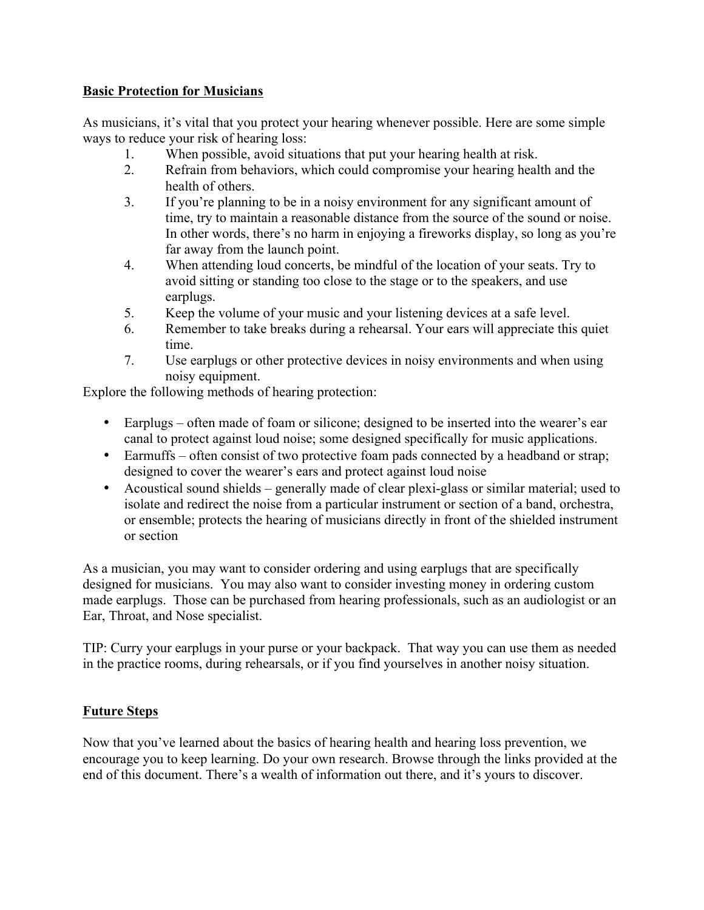**Basic Protection for Musicians**

As musicians, it's vital that you protect your hearing whenever possible. Here are some simple ways to reduce your risk of hearing loss:

1. When possible, avoid situations that put your hearing health at risk.
2. Refrain from behaviors, which could compromise your hearing health and the health of others.
3. If you're planning to be in a noisy environment for any significant amount of time, try to maintain a reasonable distance from the source of the sound or noise. In other words, there's no harm in enjoying a fireworks display, so long as you're far away from the launch point.
4. When attending loud concerts, be mindful of the location of your seats. Try to avoid sitting or standing too close to the stage or to the speakers, and use earplugs.
5. Keep the volume of your music and your listening devices at a safe level.
6. Remember to take breaks during a rehearsal. Your ears will appreciate this quiet time.
7. Use earplugs or other protective devices in noisy environments and when using noisy equipment.

Explore the following methods of hearing protection:

- Earplugs – often made of foam or silicone; designed to be inserted into the wearer's ear canal to protect against loud noise; some designed specifically for music applications.
- Earmuffs – often consist of two protective foam pads connected by a headband or strap; designed to cover the wearer's ears and protect against loud noise
- Acoustical sound shields – generally made of clear plexi-glass or similar material; used to isolate and redirect the noise from a particular instrument or section of a band, orchestra, or ensemble; protects the hearing of musicians directly in front of the shielded instrument or section

As a musician, you may want to consider ordering and using earplugs that are specifically designed for musicians. You may also want to consider investing money in ordering custom made earplugs. Those can be purchased from hearing professionals, such as an audiologist or an Ear, Throat, and Nose specialist.

TIP: Curry your earplugs in your purse or your backpack. That way you can use them as needed in the practice rooms, during rehearsals, or if you find yourselves in another noisy situation.

**Future Steps**

Now that you've learned about the basics of hearing health and hearing loss prevention, we encourage you to keep learning. Do your own research. Browse through the links provided at the end of this document. There's a wealth of information out there, and it's yours to discover.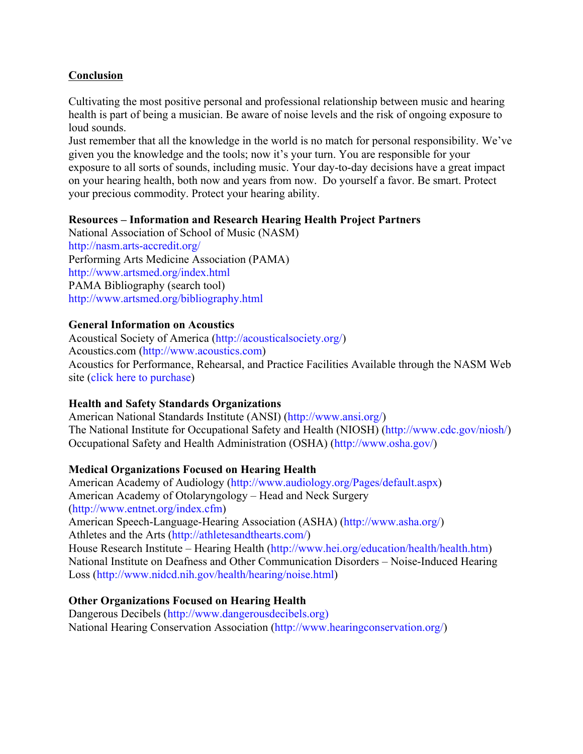## Conclusion

Cultivating the most positive personal and professional relationship between music and hearing health is part of being a musician. Be aware of noise levels and the risk of ongoing exposure to loud sounds.
Just remember that all the knowledge in the world is no match for personal responsibility. We've given you the knowledge and the tools; now it's your turn. You are responsible for your exposure to all sorts of sounds, including music. Your day-to-day decisions have a great impact on your hearing health, both now and years from now. Do yourself a favor. Be smart. Protect your precious commodity. Protect your hearing ability.

**Resources – Information and Research Hearing Health Project Partners**
National Association of School of Music (NASM)
http://nasm.arts-accredit.org/
Performing Arts Medicine Association (PAMA)
http://www.artsmed.org/index.html
PAMA Bibliography (search tool)
http://www.artsmed.org/bibliography.html

**General Information on Acoustics**
Acoustical Society of America (http://acousticalsociety.org/)
Acoustics.com (http://www.acoustics.com)
Acoustics for Performance, Rehearsal, and Practice Facilities Available through the NASM Web site (click here to purchase)

**Health and Safety Standards Organizations**
American National Standards Institute (ANSI) (http://www.ansi.org/)
The National Institute for Occupational Safety and Health (NIOSH) (http://www.cdc.gov/niosh/)
Occupational Safety and Health Administration (OSHA) (http://www.osha.gov/)

**Medical Organizations Focused on Hearing Health**
American Academy of Audiology (http://www.audiology.org/Pages/default.aspx)
American Academy of Otolaryngology – Head and Neck Surgery (http://www.entnet.org/index.cfm)
American Speech-Language-Hearing Association (ASHA) (http://www.asha.org/)
Athletes and the Arts (http://athletesandthearts.com/)
House Research Institute – Hearing Health (http://www.hei.org/education/health/health.htm)
National Institute on Deafness and Other Communication Disorders – Noise-Induced Hearing Loss (http://www.nidcd.nih.gov/health/hearing/noise.html)

**Other Organizations Focused on Hearing Health**
Dangerous Decibels (http://www.dangerousdecibels.org)
National Hearing Conservation Association (http://www.hearingconservation.org/)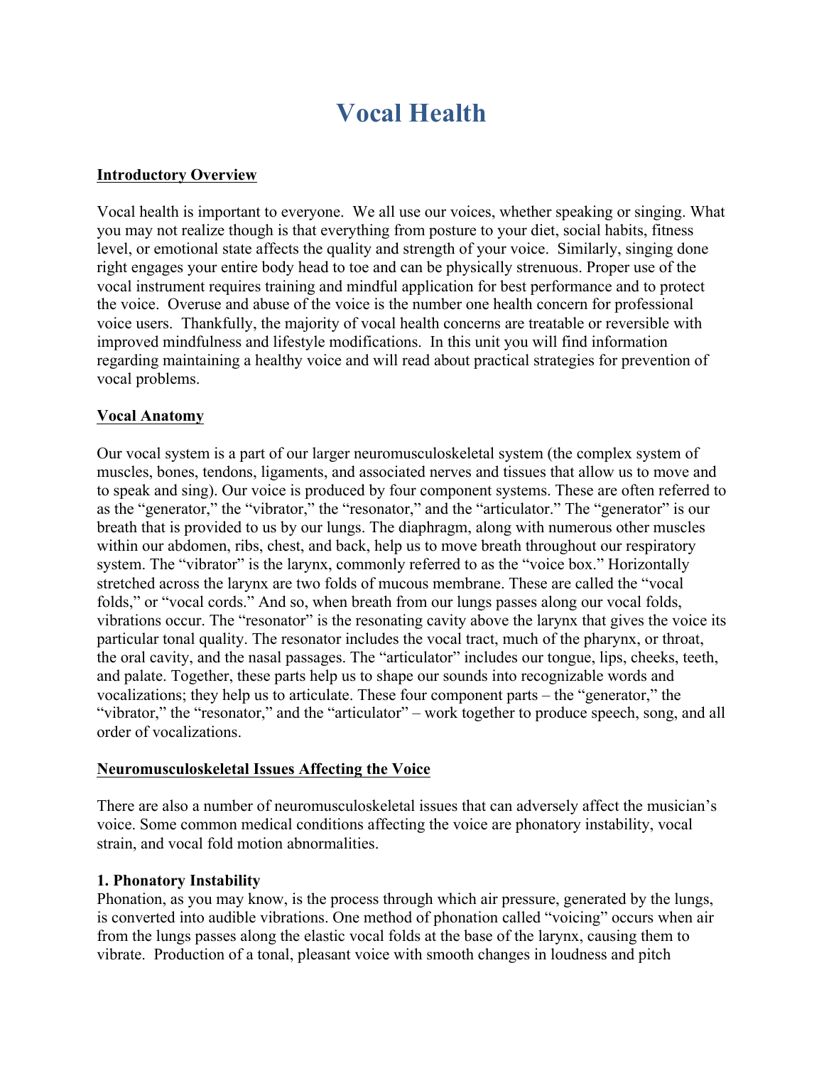# Vocal Health

## Introductory Overview

Vocal health is important to everyone. We all use our voices, whether speaking or singing. What you may not realize though is that everything from posture to your diet, social habits, fitness level, or emotional state affects the quality and strength of your voice. Similarly, singing done right engages your entire body head to toe and can be physically strenuous. Proper use of the vocal instrument requires training and mindful application for best performance and to protect the voice. Overuse and abuse of the voice is the number one health concern for professional voice users. Thankfully, the majority of vocal health concerns are treatable or reversible with improved mindfulness and lifestyle modifications. In this unit you will find information regarding maintaining a healthy voice and will read about practical strategies for prevention of vocal problems.

## Vocal Anatomy

Our vocal system is a part of our larger neuromusculoskeletal system (the complex system of muscles, bones, tendons, ligaments, and associated nerves and tissues that allow us to move and to speak and sing). Our voice is produced by four component systems. These are often referred to as the "generator," the "vibrator," the "resonator," and the "articulator." The "generator" is our breath that is provided to us by our lungs. The diaphragm, along with numerous other muscles within our abdomen, ribs, chest, and back, help us to move breath throughout our respiratory system. The "vibrator" is the larynx, commonly referred to as the "voice box." Horizontally stretched across the larynx are two folds of mucous membrane. These are called the "vocal folds," or "vocal cords." And so, when breath from our lungs passes along our vocal folds, vibrations occur. The "resonator" is the resonating cavity above the larynx that gives the voice its particular tonal quality. The resonator includes the vocal tract, much of the pharynx, or throat, the oral cavity, and the nasal passages. The "articulator" includes our tongue, lips, cheeks, teeth, and palate. Together, these parts help us to shape our sounds into recognizable words and vocalizations; they help us to articulate. These four component parts – the "generator," the "vibrator," the "resonator," and the "articulator" – work together to produce speech, song, and all order of vocalizations.

## Neuromusculoskeletal Issues Affecting the Voice

There are also a number of neuromusculoskeletal issues that can adversely affect the musician's voice. Some common medical conditions affecting the voice are phonatory instability, vocal strain, and vocal fold motion abnormalities.

### 1. Phonatory Instability

Phonation, as you may know, is the process through which air pressure, generated by the lungs, is converted into audible vibrations. One method of phonation called "voicing" occurs when air from the lungs passes along the elastic vocal folds at the base of the larynx, causing them to vibrate. Production of a tonal, pleasant voice with smooth changes in loudness and pitch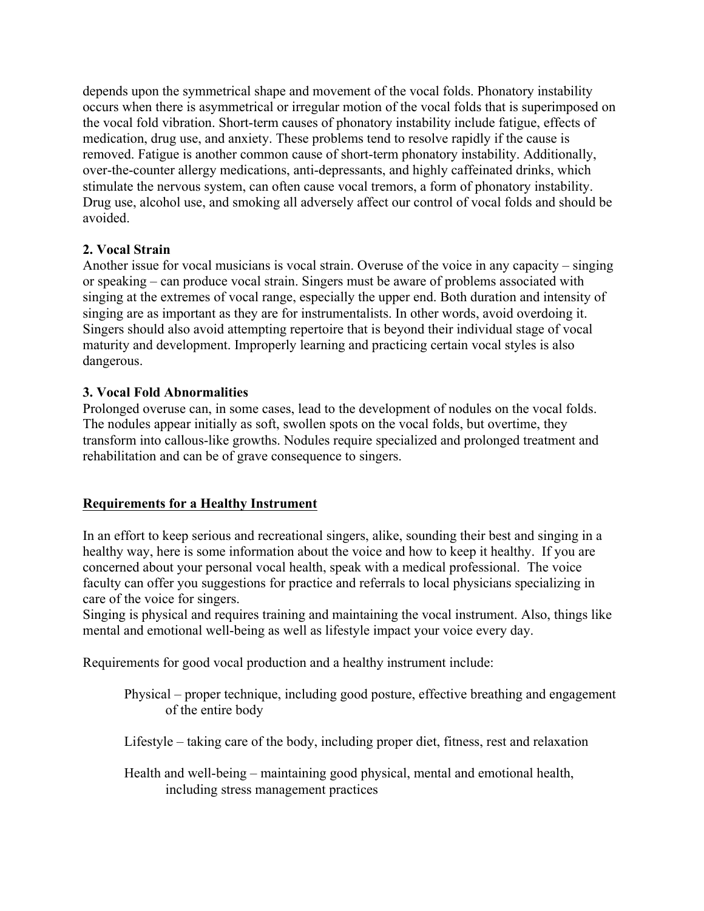depends upon the symmetrical shape and movement of the vocal folds. Phonatory instability occurs when there is asymmetrical or irregular motion of the vocal folds that is superimposed on the vocal fold vibration. Short-term causes of phonatory instability include fatigue, effects of medication, drug use, and anxiety. These problems tend to resolve rapidly if the cause is removed. Fatigue is another common cause of short-term phonatory instability. Additionally, over-the-counter allergy medications, anti-depressants, and highly caffeinated drinks, which stimulate the nervous system, can often cause vocal tremors, a form of phonatory instability. Drug use, alcohol use, and smoking all adversely affect our control of vocal folds and should be avoided.

**2. Vocal Strain**

Another issue for vocal musicians is vocal strain. Overuse of the voice in any capacity – singing or speaking – can produce vocal strain. Singers must be aware of problems associated with singing at the extremes of vocal range, especially the upper end. Both duration and intensity of singing are as important as they are for instrumentalists. In other words, avoid overdoing it. Singers should also avoid attempting repertoire that is beyond their individual stage of vocal maturity and development. Improperly learning and practicing certain vocal styles is also dangerous.

**3. Vocal Fold Abnormalities**

Prolonged overuse can, in some cases, lead to the development of nodules on the vocal folds. The nodules appear initially as soft, swollen spots on the vocal folds, but overtime, they transform into callous-like growths. Nodules require specialized and prolonged treatment and rehabilitation and can be of grave consequence to singers.

## Requirements for a Healthy Instrument

In an effort to keep serious and recreational singers, alike, sounding their best and singing in a healthy way, here is some information about the voice and how to keep it healthy. If you are concerned about your personal vocal health, speak with a medical professional. The voice faculty can offer you suggestions for practice and referrals to local physicians specializing in care of the voice for singers.

Singing is physical and requires training and maintaining the vocal instrument. Also, things like mental and emotional well-being as well as lifestyle impact your voice every day.

Requirements for good vocal production and a healthy instrument include:

Physical – proper technique, including good posture, effective breathing and engagement of the entire body

Lifestyle – taking care of the body, including proper diet, fitness, rest and relaxation

Health and well-being – maintaining good physical, mental and emotional health, including stress management practices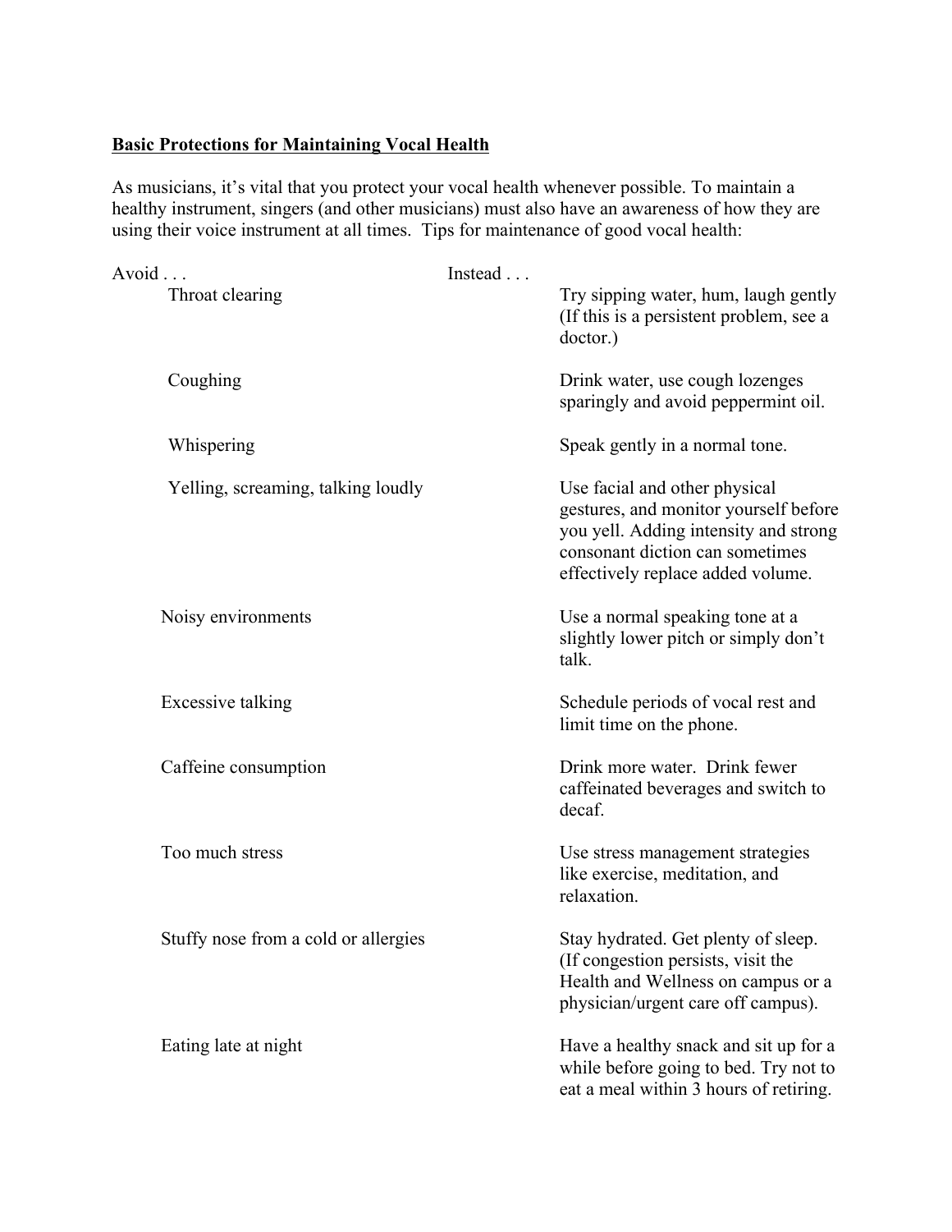**<u>Basic Protections for Maintaining Vocal Health</u>**

As musicians, it's vital that you protect your vocal health whenever possible. To maintain a healthy instrument, singers (and other musicians) must also have an awareness of how they are using their voice instrument at all times. Tips for maintenance of good vocal health:

| Avoid . . . | Instead . . . |
|---|---|
| Throat clearing | Try sipping water, hum, laugh gently (If this is a persistent problem, see a doctor.) |
| Coughing | Drink water, use cough lozenges sparingly and avoid peppermint oil. |
| Whispering | Speak gently in a normal tone. |
| Yelling, screaming, talking loudly | Use facial and other physical gestures, and monitor yourself before you yell. Adding intensity and strong consonant diction can sometimes effectively replace added volume. |
| Noisy environments | Use a normal speaking tone at a slightly lower pitch or simply don't talk. |
| Excessive talking | Schedule periods of vocal rest and limit time on the phone. |
| Caffeine consumption | Drink more water. Drink fewer caffeinated beverages and switch to decaf. |
| Too much stress | Use stress management strategies like exercise, meditation, and relaxation. |
| Stuffy nose from a cold or allergies | Stay hydrated. Get plenty of sleep. (If congestion persists, visit the Health and Wellness on campus or a physician/urgent care off campus). |
| Eating late at night | Have a healthy snack and sit up for a while before going to bed. Try not to eat a meal within 3 hours of retiring. |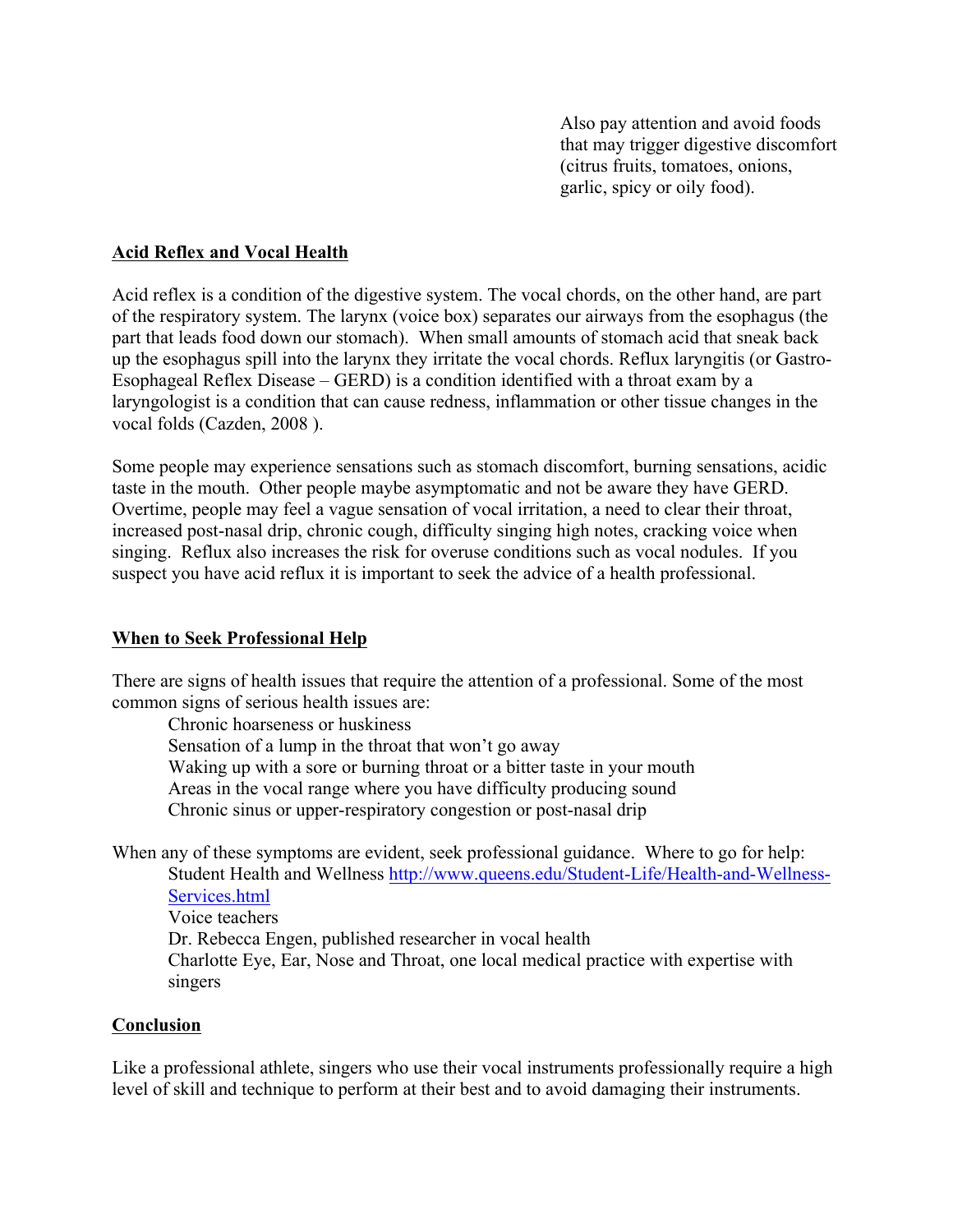Also pay attention and avoid foods that may trigger digestive discomfort (citrus fruits, tomatoes, onions, garlic, spicy or oily food).

## Acid Reflex and Vocal Health

Acid reflex is a condition of the digestive system. The vocal chords, on the other hand, are part of the respiratory system. The larynx (voice box) separates our airways from the esophagus (the part that leads food down our stomach). When small amounts of stomach acid that sneak back up the esophagus spill into the larynx they irritate the vocal chords. Reflux laryngitis (or Gastro-Esophageal Reflex Disease – GERD) is a condition identified with a throat exam by a laryngologist is a condition that can cause redness, inflammation or other tissue changes in the vocal folds (Cazden, 2008 ).

Some people may experience sensations such as stomach discomfort, burning sensations, acidic taste in the mouth. Other people maybe asymptomatic and not be aware they have GERD. Overtime, people may feel a vague sensation of vocal irritation, a need to clear their throat, increased post-nasal drip, chronic cough, difficulty singing high notes, cracking voice when singing. Reflux also increases the risk for overuse conditions such as vocal nodules. If you suspect you have acid reflux it is important to seek the advice of a health professional.

## When to Seek Professional Help

There are signs of health issues that require the attention of a professional. Some of the most common signs of serious health issues are:

- Chronic hoarseness or huskiness
- Sensation of a lump in the throat that won't go away
- Waking up with a sore or burning throat or a bitter taste in your mouth
- Areas in the vocal range where you have difficulty producing sound
- Chronic sinus or upper-respiratory congestion or post-nasal drip

When any of these symptoms are evident, seek professional guidance. Where to go for help:

- Student Health and Wellness http://www.queens.edu/Student-Life/Health-and-Wellness-Services.html
- Voice teachers
- Dr. Rebecca Engen, published researcher in vocal health
- Charlotte Eye, Ear, Nose and Throat, one local medical practice with expertise with singers

## Conclusion

Like a professional athlete, singers who use their vocal instruments professionally require a high level of skill and technique to perform at their best and to avoid damaging their instruments.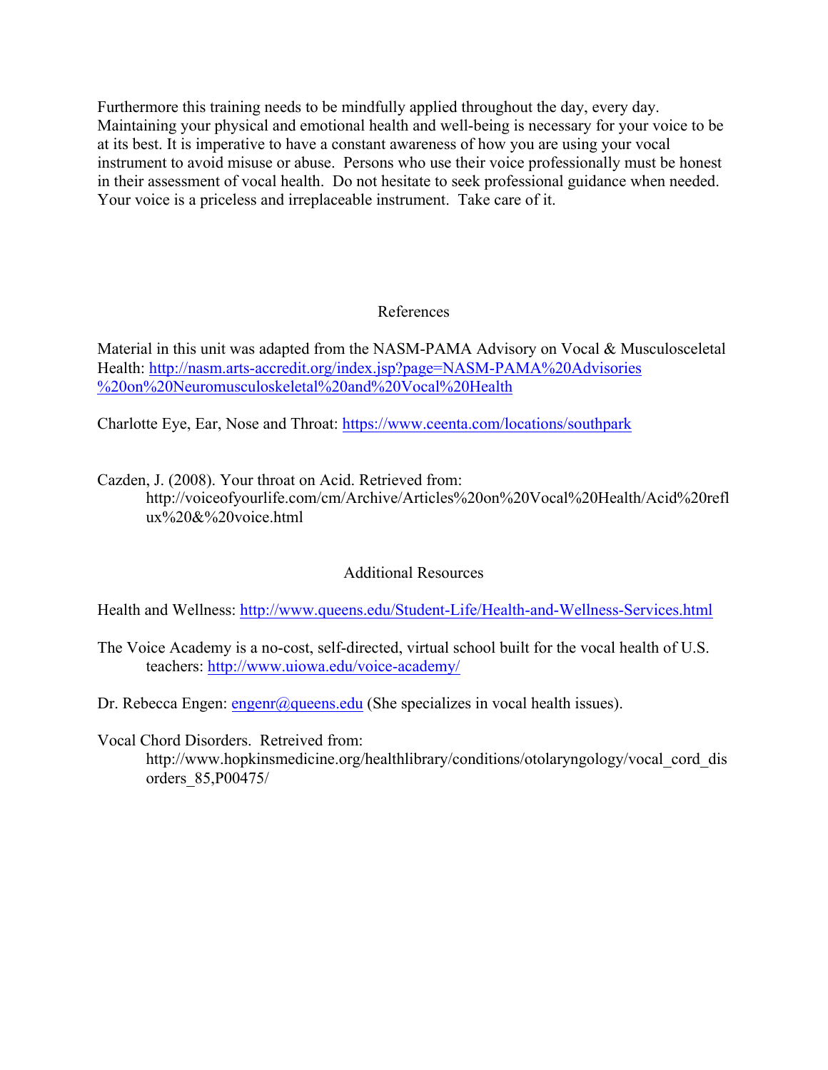Furthermore this training needs to be mindfully applied throughout the day, every day. Maintaining your physical and emotional health and well-being is necessary for your voice to be at its best. It is imperative to have a constant awareness of how you are using your vocal instrument to avoid misuse or abuse. Persons who use their voice professionally must be honest in their assessment of vocal health. Do not hesitate to seek professional guidance when needed. Your voice is a priceless and irreplaceable instrument. Take care of it.

## References

Material in this unit was adapted from the NASM-PAMA Advisory on Vocal & Musculosceletal Health: [http://nasm.arts-accredit.org/index.jsp?page=NASM-PAMA%20Advisories%20on%20Neuromusculoskeletal%20and%20Vocal%20Health](http://nasm.arts-accredit.org/index.jsp?page=NASM-PAMA%20Advisories%20on%20Neuromusculoskeletal%20and%20Vocal%20Health)

Charlotte Eye, Ear, Nose and Throat: [https://www.ceenta.com/locations/southpark](https://www.ceenta.com/locations/southpark)

Cazden, J. (2008). Your throat on Acid. Retrieved from: http://voiceofyourlife.com/cm/Archive/Articles%20on%20Vocal%20Health/Acid%20reflux%20&%20voice.html

## Additional Resources

Health and Wellness: [http://www.queens.edu/Student-Life/Health-and-Wellness-Services.html](http://www.queens.edu/Student-Life/Health-and-Wellness-Services.html)

The Voice Academy is a no-cost, self-directed, virtual school built for the vocal health of U.S. teachers: [http://www.uiowa.edu/voice-academy/](http://www.uiowa.edu/voice-academy/)

Dr. Rebecca Engen: [engenr@queens.edu](mailto:engenr@queens.edu) (She specializes in vocal health issues).

Vocal Chord Disorders. Retreived from: http://www.hopkinsmedicine.org/healthlibrary/conditions/otolaryngology/vocal_cord_disorders_85,P00475/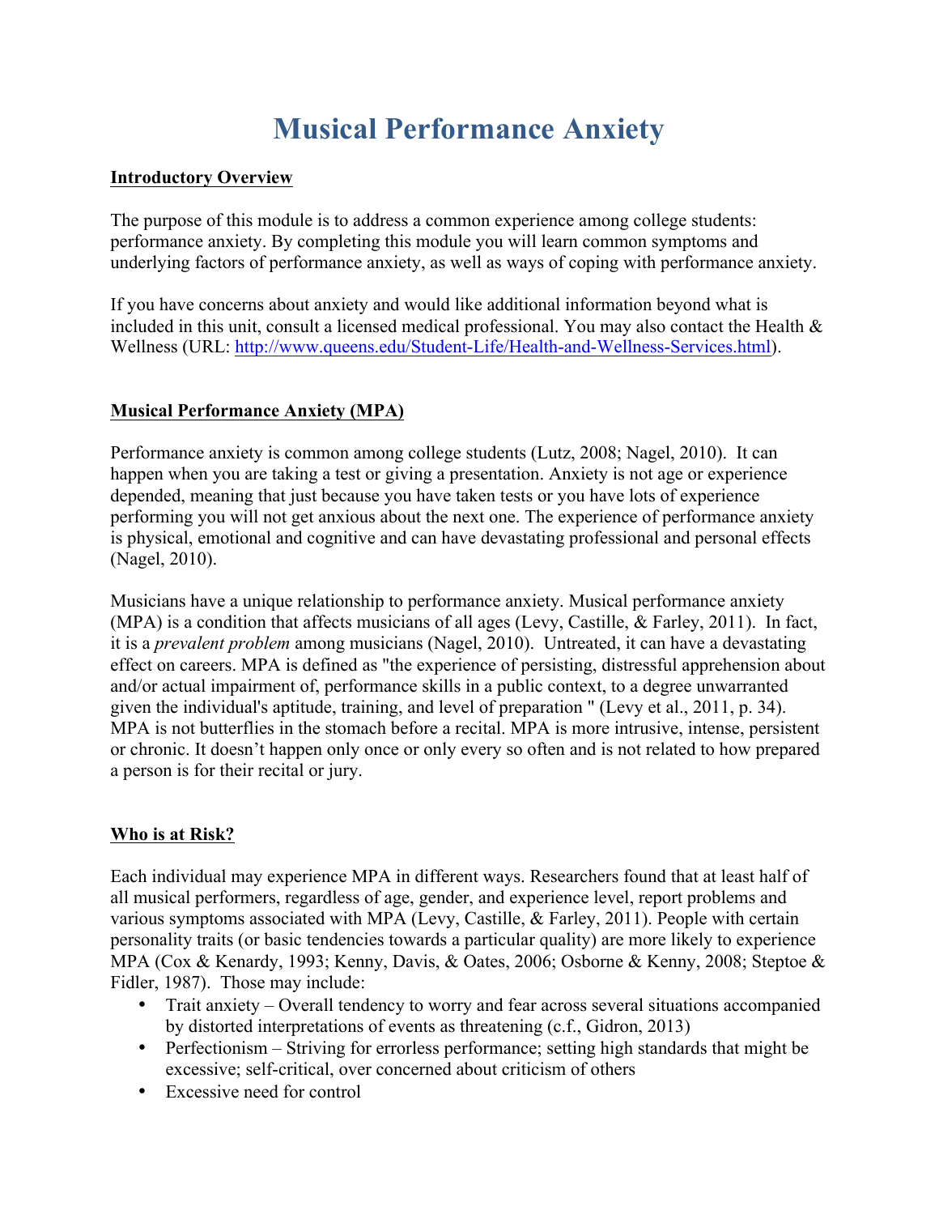# Musical Performance Anxiety

**Introductory Overview**

The purpose of this module is to address a common experience among college students: performance anxiety. By completing this module you will learn common symptoms and underlying factors of performance anxiety, as well as ways of coping with performance anxiety.

If you have concerns about anxiety and would like additional information beyond what is included in this unit, consult a licensed medical professional. You may also contact the Health & Wellness (URL: [http://www.queens.edu/Student-Life/Health-and-Wellness-Services.html](http://www.queens.edu/Student-Life/Health-and-Wellness-Services.html)).

**Musical Performance Anxiety (MPA)**

Performance anxiety is common among college students (Lutz, 2008; Nagel, 2010). It can happen when you are taking a test or giving a presentation. Anxiety is not age or experience depended, meaning that just because you have taken tests or you have lots of experience performing you will not get anxious about the next one. The experience of performance anxiety is physical, emotional and cognitive and can have devastating professional and personal effects (Nagel, 2010).

Musicians have a unique relationship to performance anxiety. Musical performance anxiety (MPA) is a condition that affects musicians of all ages (Levy, Castille, & Farley, 2011). In fact, it is a *prevalent problem* among musicians (Nagel, 2010). Untreated, it can have a devastating effect on careers. MPA is defined as "the experience of persisting, distressful apprehension about and/or actual impairment of, performance skills in a public context, to a degree unwarranted given the individual's aptitude, training, and level of preparation " (Levy et al., 2011, p. 34). MPA is not butterflies in the stomach before a recital. MPA is more intrusive, intense, persistent or chronic. It doesn't happen only once or only every so often and is not related to how prepared a person is for their recital or jury.

**Who is at Risk?**

Each individual may experience MPA in different ways. Researchers found that at least half of all musical performers, regardless of age, gender, and experience level, report problems and various symptoms associated with MPA (Levy, Castille, & Farley, 2011). People with certain personality traits (or basic tendencies towards a particular quality) are more likely to experience MPA (Cox & Kenardy, 1993; Kenny, Davis, & Oates, 2006; Osborne & Kenny, 2008; Steptoe & Fidler, 1987). Those may include:

- Trait anxiety – Overall tendency to worry and fear across several situations accompanied by distorted interpretations of events as threatening (c.f., Gidron, 2013)
- Perfectionism – Striving for errorless performance; setting high standards that might be excessive; self-critical, over concerned about criticism of others
- Excessive need for control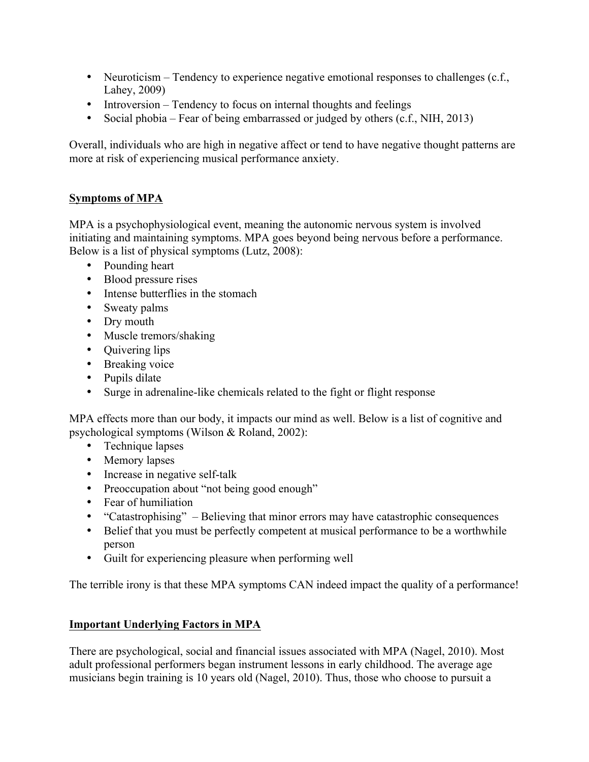- Neuroticism – Tendency to experience negative emotional responses to challenges (c.f., Lahey, 2009)
- Introversion – Tendency to focus on internal thoughts and feelings
- Social phobia – Fear of being embarrassed or judged by others (c.f., NIH, 2013)

Overall, individuals who are high in negative affect or tend to have negative thought patterns are more at risk of experiencing musical performance anxiety.

## Symptoms of MPA

MPA is a psychophysiological event, meaning the autonomic nervous system is involved initiating and maintaining symptoms. MPA goes beyond being nervous before a performance. Below is a list of physical symptoms (Lutz, 2008):

- Pounding heart
- Blood pressure rises
- Intense butterflies in the stomach
- Sweaty palms
- Dry mouth
- Muscle tremors/shaking
- Quivering lips
- Breaking voice
- Pupils dilate
- Surge in adrenaline-like chemicals related to the fight or flight response

MPA effects more than our body, it impacts our mind as well. Below is a list of cognitive and psychological symptoms (Wilson & Roland, 2002):

- Technique lapses
- Memory lapses
- Increase in negative self-talk
- Preoccupation about "not being good enough"
- Fear of humiliation
- "Catastrophising" – Believing that minor errors may have catastrophic consequences
- Belief that you must be perfectly competent at musical performance to be a worthwhile person
- Guilt for experiencing pleasure when performing well

The terrible irony is that these MPA symptoms CAN indeed impact the quality of a performance!

## Important Underlying Factors in MPA

There are psychological, social and financial issues associated with MPA (Nagel, 2010). Most adult professional performers began instrument lessons in early childhood. The average age musicians begin training is 10 years old (Nagel, 2010). Thus, those who choose to pursuit a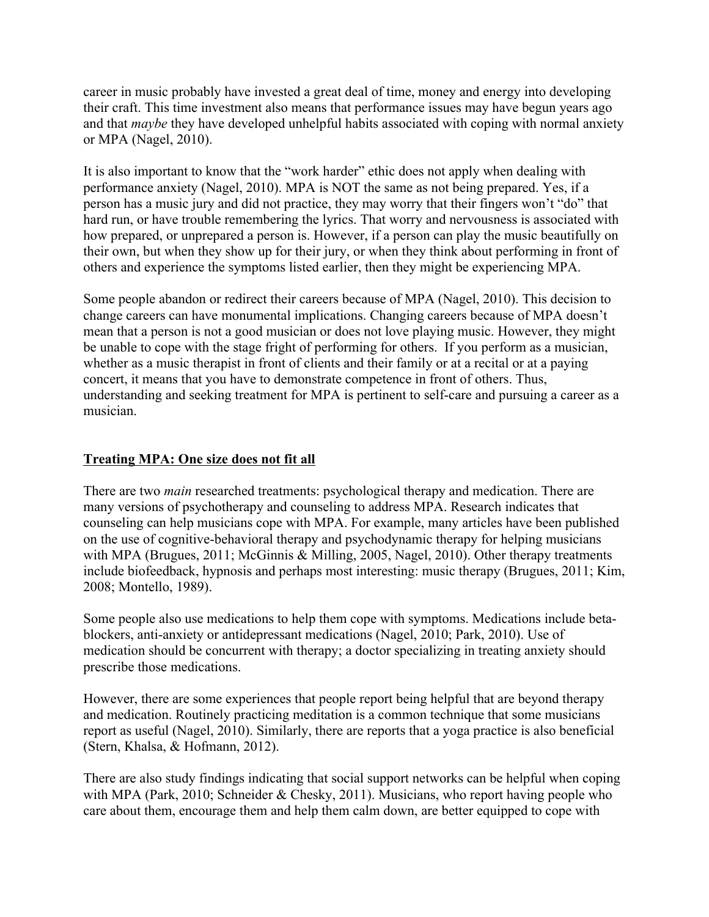career in music probably have invested a great deal of time, money and energy into developing their craft. This time investment also means that performance issues may have begun years ago and that *maybe* they have developed unhelpful habits associated with coping with normal anxiety or MPA (Nagel, 2010).

It is also important to know that the "work harder" ethic does not apply when dealing with performance anxiety (Nagel, 2010). MPA is NOT the same as not being prepared. Yes, if a person has a music jury and did not practice, they may worry that their fingers won't "do" that hard run, or have trouble remembering the lyrics. That worry and nervousness is associated with how prepared, or unprepared a person is. However, if a person can play the music beautifully on their own, but when they show up for their jury, or when they think about performing in front of others and experience the symptoms listed earlier, then they might be experiencing MPA.

Some people abandon or redirect their careers because of MPA (Nagel, 2010). This decision to change careers can have monumental implications. Changing careers because of MPA doesn't mean that a person is not a good musician or does not love playing music. However, they might be unable to cope with the stage fright of performing for others. If you perform as a musician, whether as a music therapist in front of clients and their family or at a recital or at a paying concert, it means that you have to demonstrate competence in front of others. Thus, understanding and seeking treatment for MPA is pertinent to self-care and pursuing a career as a musician.

## Treating MPA: One size does not fit all

There are two *main* researched treatments: psychological therapy and medication. There are many versions of psychotherapy and counseling to address MPA. Research indicates that counseling can help musicians cope with MPA. For example, many articles have been published on the use of cognitive-behavioral therapy and psychodynamic therapy for helping musicians with MPA (Brugues, 2011; McGinnis & Milling, 2005, Nagel, 2010). Other therapy treatments include biofeedback, hypnosis and perhaps most interesting: music therapy (Brugues, 2011; Kim, 2008; Montello, 1989).

Some people also use medications to help them cope with symptoms. Medications include beta-blockers, anti-anxiety or antidepressant medications (Nagel, 2010; Park, 2010). Use of medication should be concurrent with therapy; a doctor specializing in treating anxiety should prescribe those medications.

However, there are some experiences that people report being helpful that are beyond therapy and medication. Routinely practicing meditation is a common technique that some musicians report as useful (Nagel, 2010). Similarly, there are reports that a yoga practice is also beneficial (Stern, Khalsa, & Hofmann, 2012).

There are also study findings indicating that social support networks can be helpful when coping with MPA (Park, 2010; Schneider & Chesky, 2011). Musicians, who report having people who care about them, encourage them and help them calm down, are better equipped to cope with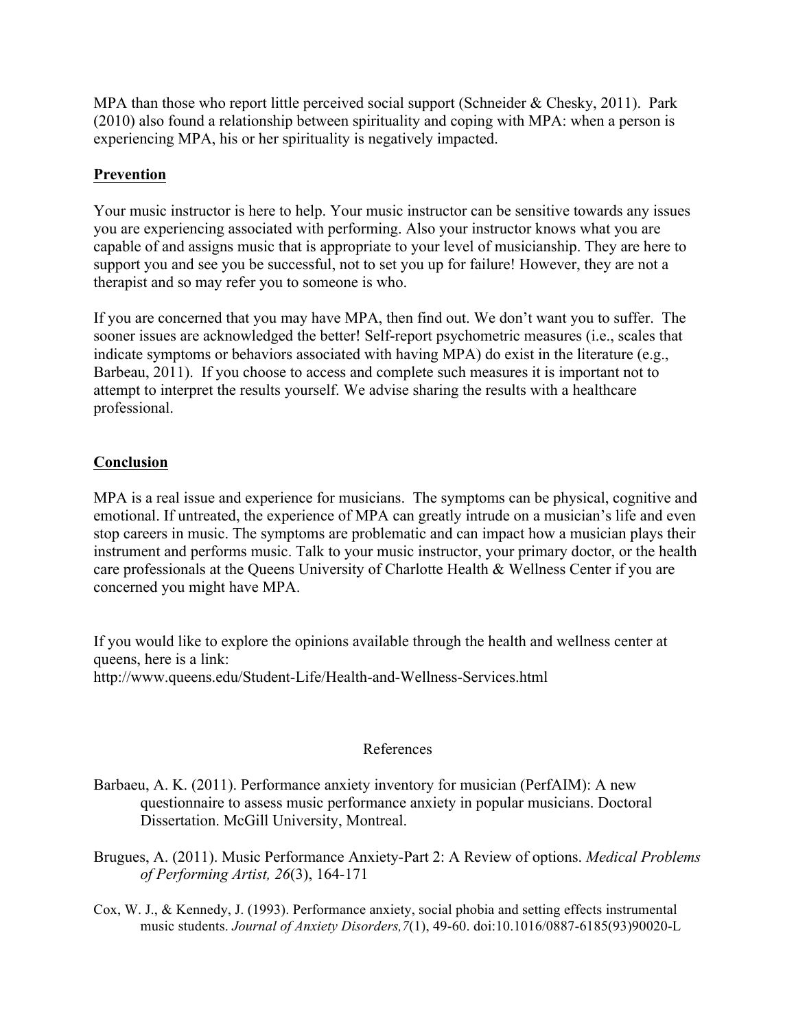MPA than those who report little perceived social support (Schneider & Chesky, 2011). Park (2010) also found a relationship between spirituality and coping with MPA: when a person is experiencing MPA, his or her spirituality is negatively impacted.

## **Prevention**

Your music instructor is here to help. Your music instructor can be sensitive towards any issues you are experiencing associated with performing. Also your instructor knows what you are capable of and assigns music that is appropriate to your level of musicianship. They are here to support you and see you be successful, not to set you up for failure! However, they are not a therapist and so may refer you to someone is who.

If you are concerned that you may have MPA, then find out. We don't want you to suffer. The sooner issues are acknowledged the better! Self-report psychometric measures (i.e., scales that indicate symptoms or behaviors associated with having MPA) do exist in the literature (e.g., Barbeau, 2011). If you choose to access and complete such measures it is important not to attempt to interpret the results yourself. We advise sharing the results with a healthcare professional.

## **Conclusion**

MPA is a real issue and experience for musicians. The symptoms can be physical, cognitive and emotional. If untreated, the experience of MPA can greatly intrude on a musician's life and even stop careers in music. The symptoms are problematic and can impact how a musician plays their instrument and performs music. Talk to your music instructor, your primary doctor, or the health care professionals at the Queens University of Charlotte Health & Wellness Center if you are concerned you might have MPA.

If you would like to explore the opinions available through the health and wellness center at queens, here is a link:
http://www.queens.edu/Student-Life/Health-and-Wellness-Services.html

## References

Barbaeu, A. K. (2011). Performance anxiety inventory for musician (PerfAIM): A new questionnaire to assess music performance anxiety in popular musicians. Doctoral Dissertation. McGill University, Montreal.

Brugues, A. (2011). Music Performance Anxiety-Part 2: A Review of options. *Medical Problems of Performing Artist, 26*(3), 164-171

Cox, W. J., & Kennedy, J. (1993). Performance anxiety, social phobia and setting effects instrumental music students. *Journal of Anxiety Disorders,7*(1), 49-60. doi:10.1016/0887-6185(93)90020-L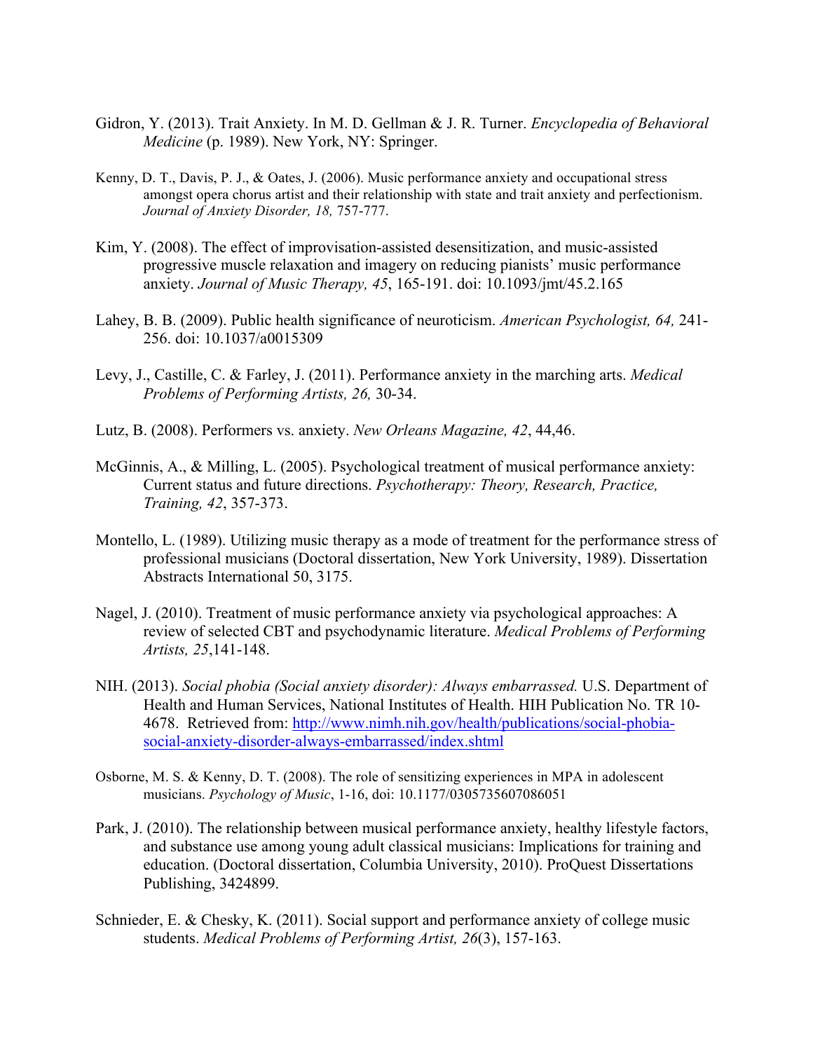Gidron, Y. (2013). Trait Anxiety. In M. D. Gellman & J. R. Turner. *Encyclopedia of Behavioral Medicine* (p. 1989). New York, NY: Springer.

Kenny, D. T., Davis, P. J., & Oates, J. (2006). Music performance anxiety and occupational stress amongst opera chorus artist and their relationship with state and trait anxiety and perfectionism. *Journal of Anxiety Disorder, 18,* 757-777.

Kim, Y. (2008). The effect of improvisation-assisted desensitization, and music-assisted progressive muscle relaxation and imagery on reducing pianists' music performance anxiety. *Journal of Music Therapy, 45*, 165-191. doi: 10.1093/jmt/45.2.165

Lahey, B. B. (2009). Public health significance of neuroticism. *American Psychologist, 64,* 241-256. doi: 10.1037/a0015309

Levy, J., Castille, C. & Farley, J. (2011). Performance anxiety in the marching arts. *Medical Problems of Performing Artists, 26,* 30-34.

Lutz, B. (2008). Performers vs. anxiety. *New Orleans Magazine, 42*, 44,46.

McGinnis, A., & Milling, L. (2005). Psychological treatment of musical performance anxiety: Current status and future directions. *Psychotherapy: Theory, Research, Practice, Training, 42*, 357-373.

Montello, L. (1989). Utilizing music therapy as a mode of treatment for the performance stress of professional musicians (Doctoral dissertation, New York University, 1989). Dissertation Abstracts International 50, 3175.

Nagel, J. (2010). Treatment of music performance anxiety via psychological approaches: A review of selected CBT and psychodynamic literature. *Medical Problems of Performing Artists, 25*,141-148.

NIH. (2013). *Social phobia (Social anxiety disorder): Always embarrassed.* U.S. Department of Health and Human Services, National Institutes of Health. HIH Publication No. TR 10-4678. Retrieved from: http://www.nimh.nih.gov/health/publications/social-phobia-social-anxiety-disorder-always-embarrassed/index.shtml

Osborne, M. S. & Kenny, D. T. (2008). The role of sensitizing experiences in MPA in adolescent musicians. *Psychology of Music*, 1-16, doi: 10.1177/0305735607086051

Park, J. (2010). The relationship between musical performance anxiety, healthy lifestyle factors, and substance use among young adult classical musicians: Implications for training and education. (Doctoral dissertation, Columbia University, 2010). ProQuest Dissertations Publishing, 3424899.

Schnieder, E. & Chesky, K. (2011). Social support and performance anxiety of college music students. *Medical Problems of Performing Artist, 26*(3), 157-163.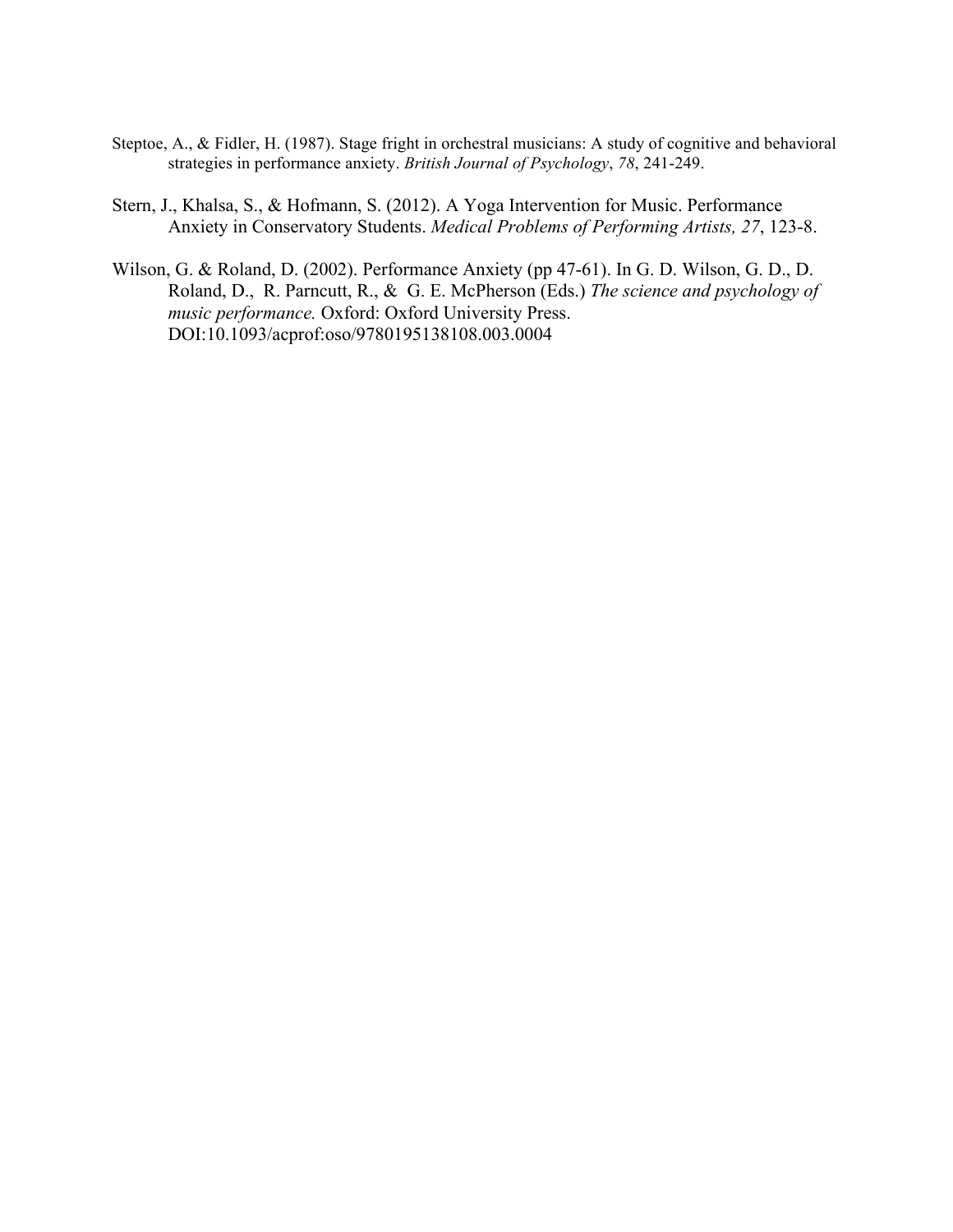Steptoe, A., & Fidler, H. (1987). Stage fright in orchestral musicians: A study of cognitive and behavioral strategies in performance anxiety. *British Journal of Psychology*, *78*, 241-249.

Stern, J., Khalsa, S., & Hofmann, S. (2012). A Yoga Intervention for Music. Performance Anxiety in Conservatory Students. *Medical Problems of Performing Artists, 27*, 123-8.

Wilson, G. & Roland, D. (2002). Performance Anxiety (pp 47-61). In G. D. Wilson, G. D., D. Roland, D., R. Parncutt, R., & G. E. McPherson (Eds.) *The science and psychology of music performance.* Oxford: Oxford University Press. DOI:10.1093/acprof:oso/9780195138108.003.0004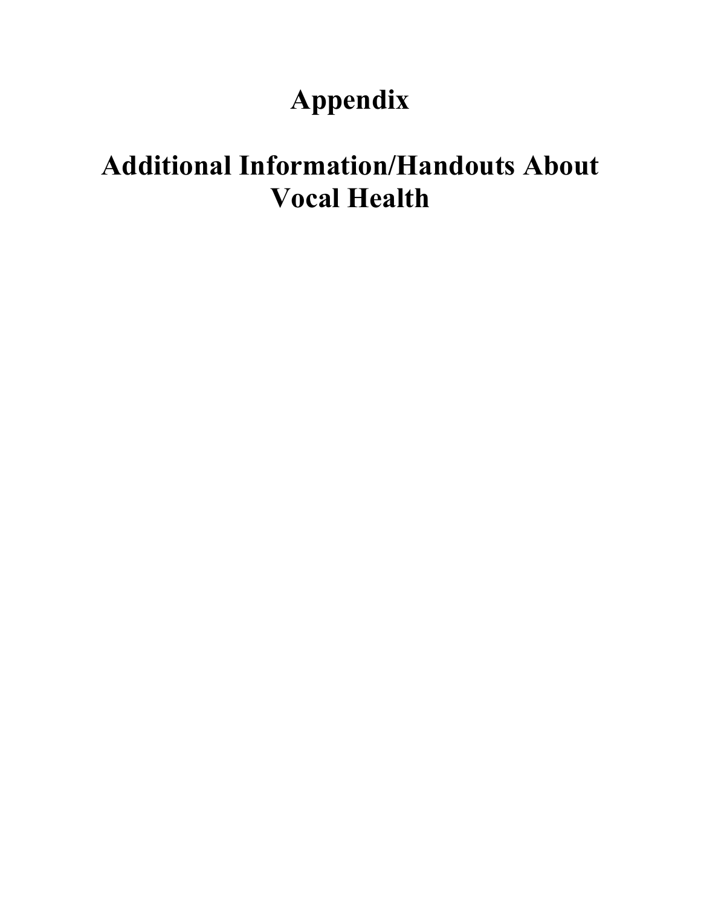# Appendix

# Additional Information/Handouts About Vocal Health